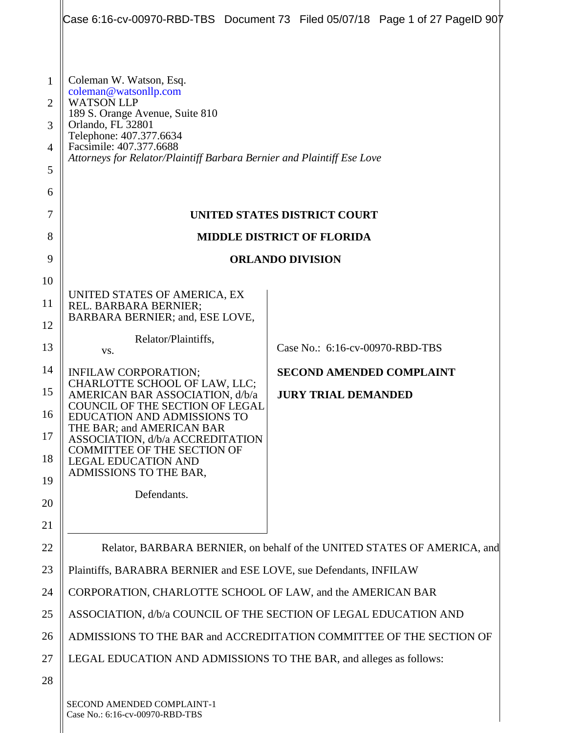Coleman W. Watson, Esq.
coleman@watsonllp.com
WATSON LLP
189 S. Orange Avenue, Suite 810
Orlando, FL 32801
Telephone: 407.377.6634
Facsimile: 407.377.6688
*Attorneys for Relator/Plaintiff Barbara Bernier and Plaintiff Ese Love*

**UNITED STATES DISTRICT COURT**

**MIDDLE DISTRICT OF FLORIDA**

**ORLANDO DIVISION**

| | |
|---|---|
| UNITED STATES OF AMERICA, EX REL. BARBARA BERNIER; BARBARA BERNIER; and, ESE LOVE,<br><br>Relator/Plaintiffs,<br>vs.<br><br>INFILAW CORPORATION; CHARLOTTE SCHOOL OF LAW, LLC; AMERICAN BAR ASSOCIATION, d/b/a COUNCIL OF THE SECTION OF LEGAL EDUCATION AND ADMISSIONS TO THE BAR; and AMERICAN BAR ASSOCIATION, d/b/a ACCREDITATION COMMITTEE OF THE SECTION OF LEGAL EDUCATION AND ADMISSIONS TO THE BAR,<br><br>Defendants. | Case No.: 6:16-cv-00970-RBD-TBS<br><br>**SECOND AMENDED COMPLAINT**<br><br>**JURY TRIAL DEMANDED** |

Relator, BARBARA BERNIER, on behalf of the UNITED STATES OF AMERICA, and Plaintiffs, BARABRA BERNIER and ESE LOVE, sue Defendants, INFILAW CORPORATION, CHARLOTTE SCHOOL OF LAW, and the AMERICAN BAR ASSOCIATION, d/b/a COUNCIL OF THE SECTION OF LEGAL EDUCATION AND ADMISSIONS TO THE BAR and ACCREDITATION COMMITTEE OF THE SECTION OF LEGAL EDUCATION AND ADMISSIONS TO THE BAR, and alleges as follows: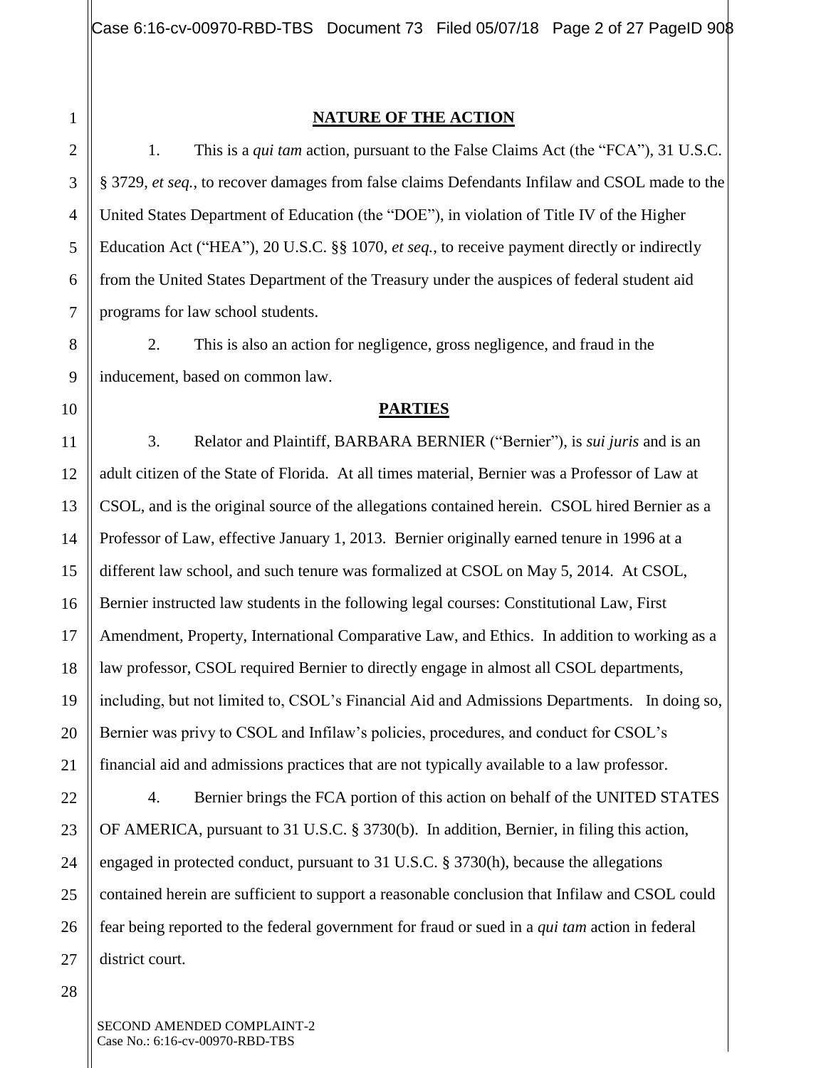## NATURE OF THE ACTION

1. This is a *qui tam* action, pursuant to the False Claims Act (the "FCA"), 31 U.S.C. § 3729, *et seq.*, to recover damages from false claims Defendants Infilaw and CSOL made to the United States Department of Education (the "DOE"), in violation of Title IV of the Higher Education Act ("HEA"), 20 U.S.C. §§ 1070, *et seq.*, to receive payment directly or indirectly from the United States Department of the Treasury under the auspices of federal student aid programs for law school students.

2. This is also an action for negligence, gross negligence, and fraud in the inducement, based on common law.

## PARTIES

3. Relator and Plaintiff, BARBARA BERNIER ("Bernier"), is *sui juris* and is an adult citizen of the State of Florida. At all times material, Bernier was a Professor of Law at CSOL, and is the original source of the allegations contained herein. CSOL hired Bernier as a Professor of Law, effective January 1, 2013. Bernier originally earned tenure in 1996 at a different law school, and such tenure was formalized at CSOL on May 5, 2014. At CSOL, Bernier instructed law students in the following legal courses: Constitutional Law, First Amendment, Property, International Comparative Law, and Ethics. In addition to working as a law professor, CSOL required Bernier to directly engage in almost all CSOL departments, including, but not limited to, CSOL's Financial Aid and Admissions Departments. In doing so, Bernier was privy to CSOL and Infilaw's policies, procedures, and conduct for CSOL's financial aid and admissions practices that are not typically available to a law professor.

4. Bernier brings the FCA portion of this action on behalf of the UNITED STATES OF AMERICA, pursuant to 31 U.S.C. § 3730(b). In addition, Bernier, in filing this action, engaged in protected conduct, pursuant to 31 U.S.C. § 3730(h), because the allegations contained herein are sufficient to support a reasonable conclusion that Infilaw and CSOL could fear being reported to the federal government for fraud or sued in a *qui tam* action in federal district court.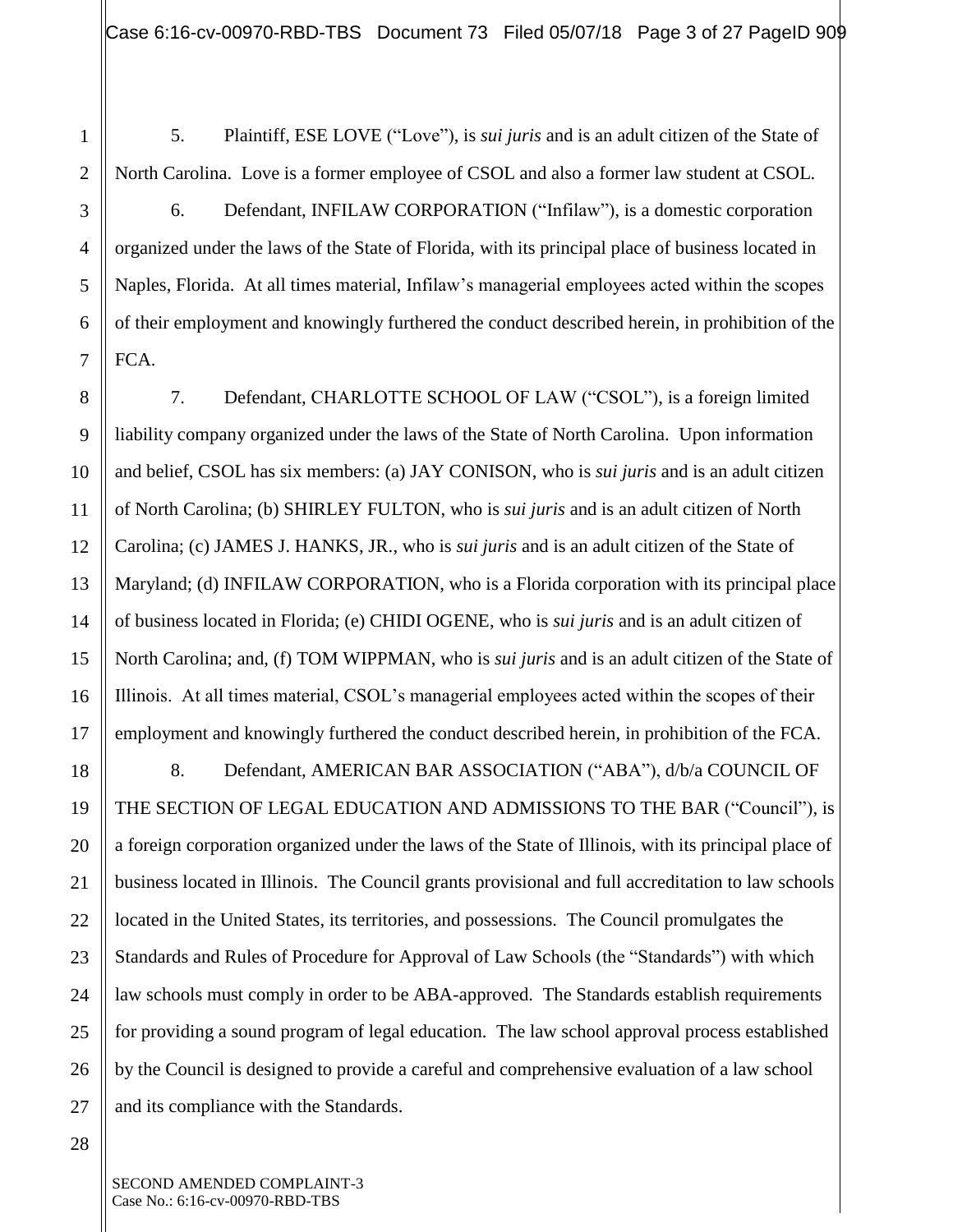5. Plaintiff, ESE LOVE ("Love"), is *sui juris* and is an adult citizen of the State of North Carolina. Love is a former employee of CSOL and also a former law student at CSOL.

6. Defendant, INFILAW CORPORATION ("Infilaw"), is a domestic corporation organized under the laws of the State of Florida, with its principal place of business located in Naples, Florida. At all times material, Infilaw's managerial employees acted within the scopes of their employment and knowingly furthered the conduct described herein, in prohibition of the FCA.

7. Defendant, CHARLOTTE SCHOOL OF LAW ("CSOL"), is a foreign limited liability company organized under the laws of the State of North Carolina. Upon information and belief, CSOL has six members: (a) JAY CONISON, who is *sui juris* and is an adult citizen of North Carolina; (b) SHIRLEY FULTON, who is *sui juris* and is an adult citizen of North Carolina; (c) JAMES J. HANKS, JR., who is *sui juris* and is an adult citizen of the State of Maryland; (d) INFILAW CORPORATION, who is a Florida corporation with its principal place of business located in Florida; (e) CHIDI OGENE, who is *sui juris* and is an adult citizen of North Carolina; and, (f) TOM WIPPMAN, who is *sui juris* and is an adult citizen of the State of Illinois. At all times material, CSOL's managerial employees acted within the scopes of their employment and knowingly furthered the conduct described herein, in prohibition of the FCA.

8. Defendant, AMERICAN BAR ASSOCIATION ("ABA"), d/b/a COUNCIL OF THE SECTION OF LEGAL EDUCATION AND ADMISSIONS TO THE BAR ("Council"), is a foreign corporation organized under the laws of the State of Illinois, with its principal place of business located in Illinois. The Council grants provisional and full accreditation to law schools located in the United States, its territories, and possessions. The Council promulgates the Standards and Rules of Procedure for Approval of Law Schools (the "Standards") with which law schools must comply in order to be ABA-approved. The Standards establish requirements for providing a sound program of legal education. The law school approval process established by the Council is designed to provide a careful and comprehensive evaluation of a law school and its compliance with the Standards.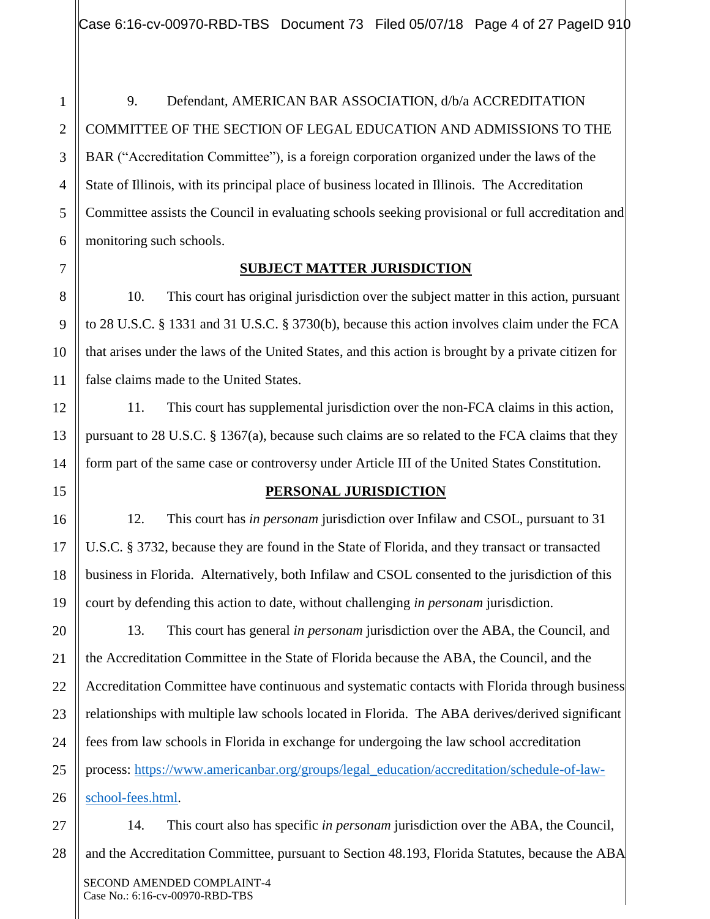9. Defendant, AMERICAN BAR ASSOCIATION, d/b/a ACCREDITATION COMMITTEE OF THE SECTION OF LEGAL EDUCATION AND ADMISSIONS TO THE BAR ("Accreditation Committee"), is a foreign corporation organized under the laws of the State of Illinois, with its principal place of business located in Illinois. The Accreditation Committee assists the Council in evaluating schools seeking provisional or full accreditation and monitoring such schools.

## SUBJECT MATTER JURISDICTION

10. This court has original jurisdiction over the subject matter in this action, pursuant to 28 U.S.C. § 1331 and 31 U.S.C. § 3730(b), because this action involves claim under the FCA that arises under the laws of the United States, and this action is brought by a private citizen for false claims made to the United States.

11. This court has supplemental jurisdiction over the non-FCA claims in this action, pursuant to 28 U.S.C. § 1367(a), because such claims are so related to the FCA claims that they form part of the same case or controversy under Article III of the United States Constitution.

## PERSONAL JURISDICTION

12. This court has *in personam* jurisdiction over Infilaw and CSOL, pursuant to 31 U.S.C. § 3732, because they are found in the State of Florida, and they transact or transacted business in Florida. Alternatively, both Infilaw and CSOL consented to the jurisdiction of this court by defending this action to date, without challenging *in personam* jurisdiction.

13. This court has general *in personam* jurisdiction over the ABA, the Council, and the Accreditation Committee in the State of Florida because the ABA, the Council, and the Accreditation Committee have continuous and systematic contacts with Florida through business relationships with multiple law schools located in Florida. The ABA derives/derived significant fees from law schools in Florida in exchange for undergoing the law school accreditation process: https://www.americanbar.org/groups/legal_education/accreditation/schedule-of-law-school-fees.html.

14. This court also has specific *in personam* jurisdiction over the ABA, the Council, and the Accreditation Committee, pursuant to Section 48.193, Florida Statutes, because the ABA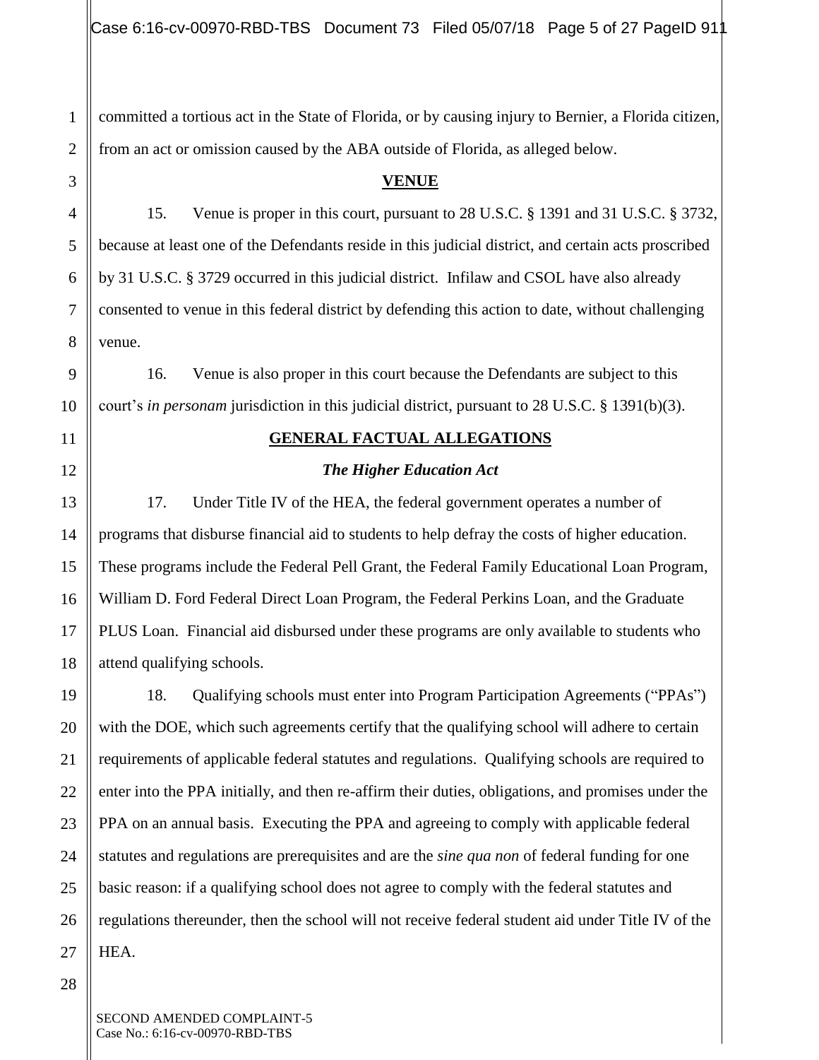committed a tortious act in the State of Florida, or by causing injury to Bernier, a Florida citizen, from an act or omission caused by the ABA outside of Florida, as alleged below.

## VENUE

15. Venue is proper in this court, pursuant to 28 U.S.C. § 1391 and 31 U.S.C. § 3732, because at least one of the Defendants reside in this judicial district, and certain acts proscribed by 31 U.S.C. § 3729 occurred in this judicial district. Infilaw and CSOL have also already consented to venue in this federal district by defending this action to date, without challenging venue.

16. Venue is also proper in this court because the Defendants are subject to this court's *in personam* jurisdiction in this judicial district, pursuant to 28 U.S.C. § 1391(b)(3).

## GENERAL FACTUAL ALLEGATIONS

### *The Higher Education Act*

17. Under Title IV of the HEA, the federal government operates a number of programs that disburse financial aid to students to help defray the costs of higher education. These programs include the Federal Pell Grant, the Federal Family Educational Loan Program, William D. Ford Federal Direct Loan Program, the Federal Perkins Loan, and the Graduate PLUS Loan. Financial aid disbursed under these programs are only available to students who attend qualifying schools.

18. Qualifying schools must enter into Program Participation Agreements ("PPAs") with the DOE, which such agreements certify that the qualifying school will adhere to certain requirements of applicable federal statutes and regulations. Qualifying schools are required to enter into the PPA initially, and then re-affirm their duties, obligations, and promises under the PPA on an annual basis. Executing the PPA and agreeing to comply with applicable federal statutes and regulations are prerequisites and are the *sine qua non* of federal funding for one basic reason: if a qualifying school does not agree to comply with the federal statutes and regulations thereunder, then the school will not receive federal student aid under Title IV of the HEA.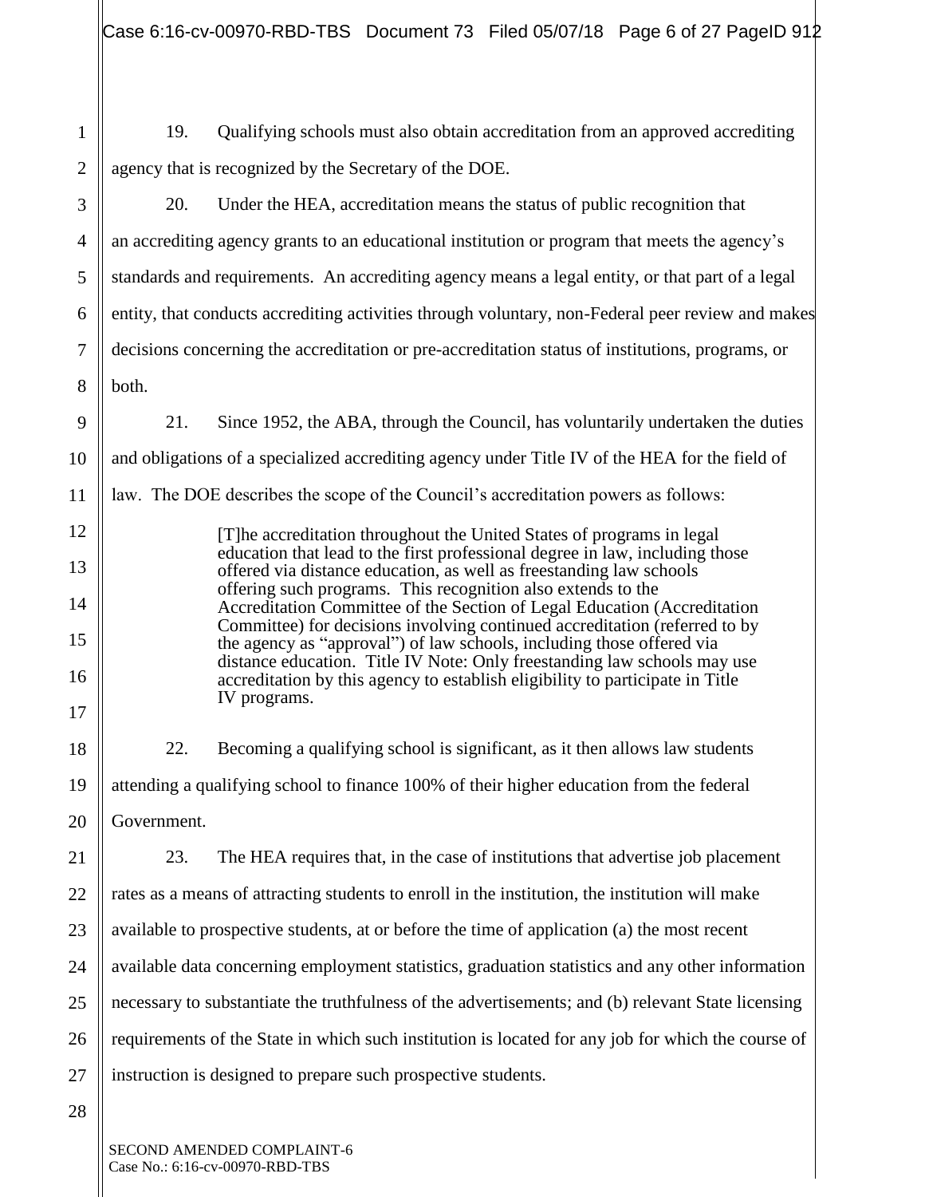19. Qualifying schools must also obtain accreditation from an approved accrediting agency that is recognized by the Secretary of the DOE.

20. Under the HEA, accreditation means the status of public recognition that an accrediting agency grants to an educational institution or program that meets the agency's standards and requirements. An accrediting agency means a legal entity, or that part of a legal entity, that conducts accrediting activities through voluntary, non-Federal peer review and makes decisions concerning the accreditation or pre-accreditation status of institutions, programs, or both.

21. Since 1952, the ABA, through the Council, has voluntarily undertaken the duties and obligations of a specialized accrediting agency under Title IV of the HEA for the field of law. The DOE describes the scope of the Council's accreditation powers as follows:

> [T]he accreditation throughout the United States of programs in legal education that lead to the first professional degree in law, including those offered via distance education, as well as freestanding law schools offering such programs. This recognition also extends to the Accreditation Committee of the Section of Legal Education (Accreditation Committee) for decisions involving continued accreditation (referred to by the agency as "approval") of law schools, including those offered via distance education. Title IV Note: Only freestanding law schools may use accreditation by this agency to establish eligibility to participate in Title IV programs.

22. Becoming a qualifying school is significant, as it then allows law students attending a qualifying school to finance 100% of their higher education from the federal Government.

23. The HEA requires that, in the case of institutions that advertise job placement rates as a means of attracting students to enroll in the institution, the institution will make available to prospective students, at or before the time of application (a) the most recent available data concerning employment statistics, graduation statistics and any other information necessary to substantiate the truthfulness of the advertisements; and (b) relevant State licensing requirements of the State in which such institution is located for any job for which the course of instruction is designed to prepare such prospective students.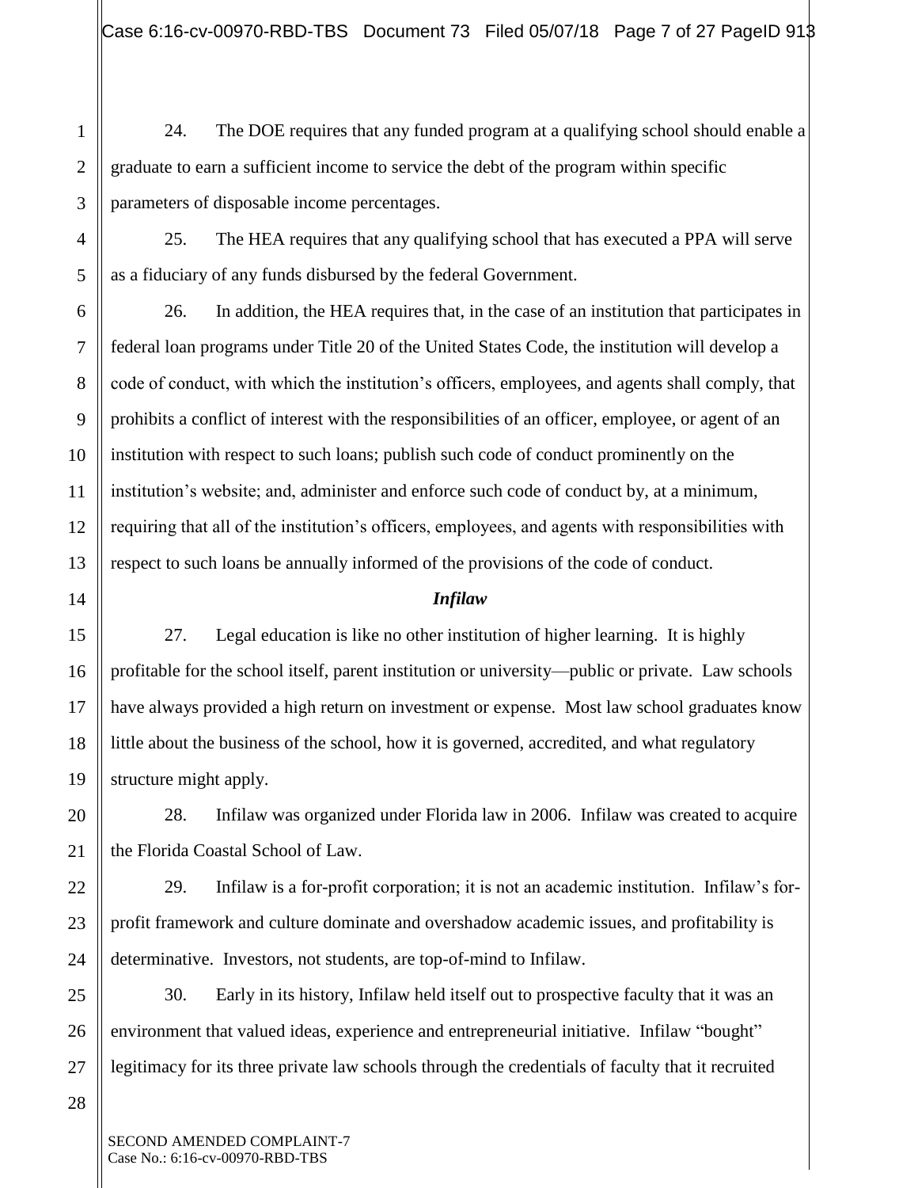24. The DOE requires that any funded program at a qualifying school should enable a graduate to earn a sufficient income to service the debt of the program within specific parameters of disposable income percentages.

25. The HEA requires that any qualifying school that has executed a PPA will serve as a fiduciary of any funds disbursed by the federal Government.

26. In addition, the HEA requires that, in the case of an institution that participates in federal loan programs under Title 20 of the United States Code, the institution will develop a code of conduct, with which the institution's officers, employees, and agents shall comply, that prohibits a conflict of interest with the responsibilities of an officer, employee, or agent of an institution with respect to such loans; publish such code of conduct prominently on the institution's website; and, administer and enforce such code of conduct by, at a minimum, requiring that all of the institution's officers, employees, and agents with responsibilities with respect to such loans be annually informed of the provisions of the code of conduct.

***Infilaw***

27. Legal education is like no other institution of higher learning. It is highly profitable for the school itself, parent institution or university—public or private. Law schools have always provided a high return on investment or expense. Most law school graduates know little about the business of the school, how it is governed, accredited, and what regulatory structure might apply.

28. Infilaw was organized under Florida law in 2006. Infilaw was created to acquire the Florida Coastal School of Law.

29. Infilaw is a for-profit corporation; it is not an academic institution. Infilaw's for-profit framework and culture dominate and overshadow academic issues, and profitability is determinative. Investors, not students, are top-of-mind to Infilaw.

30. Early in its history, Infilaw held itself out to prospective faculty that it was an environment that valued ideas, experience and entrepreneurial initiative. Infilaw "bought" legitimacy for its three private law schools through the credentials of faculty that it recruited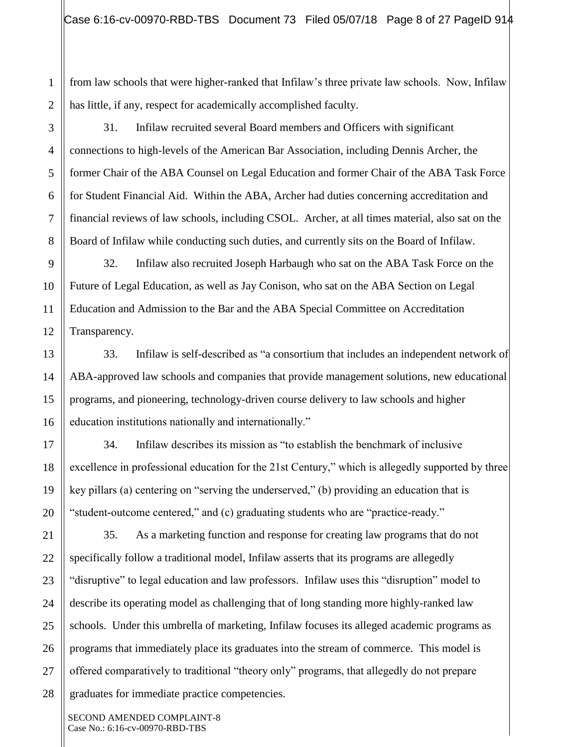from law schools that were higher-ranked that Infilaw's three private law schools. Now, Infilaw has little, if any, respect for academically accomplished faculty.

31. Infilaw recruited several Board members and Officers with significant connections to high-levels of the American Bar Association, including Dennis Archer, the former Chair of the ABA Counsel on Legal Education and former Chair of the ABA Task Force for Student Financial Aid. Within the ABA, Archer had duties concerning accreditation and financial reviews of law schools, including CSOL. Archer, at all times material, also sat on the Board of Infilaw while conducting such duties, and currently sits on the Board of Infilaw.

32. Infilaw also recruited Joseph Harbaugh who sat on the ABA Task Force on the Future of Legal Education, as well as Jay Conison, who sat on the ABA Section on Legal Education and Admission to the Bar and the ABA Special Committee on Accreditation Transparency.

33. Infilaw is self-described as "a consortium that includes an independent network of ABA-approved law schools and companies that provide management solutions, new educational programs, and pioneering, technology-driven course delivery to law schools and higher education institutions nationally and internationally."

34. Infilaw describes its mission as "to establish the benchmark of inclusive excellence in professional education for the 21st Century," which is allegedly supported by three key pillars (a) centering on "serving the underserved," (b) providing an education that is "student-outcome centered," and (c) graduating students who are "practice-ready."

35. As a marketing function and response for creating law programs that do not specifically follow a traditional model, Infilaw asserts that its programs are allegedly "disruptive" to legal education and law professors. Infilaw uses this "disruption" model to describe its operating model as challenging that of long standing more highly-ranked law schools. Under this umbrella of marketing, Infilaw focuses its alleged academic programs as programs that immediately place its graduates into the stream of commerce. This model is offered comparatively to traditional "theory only" programs, that allegedly do not prepare graduates for immediate practice competencies.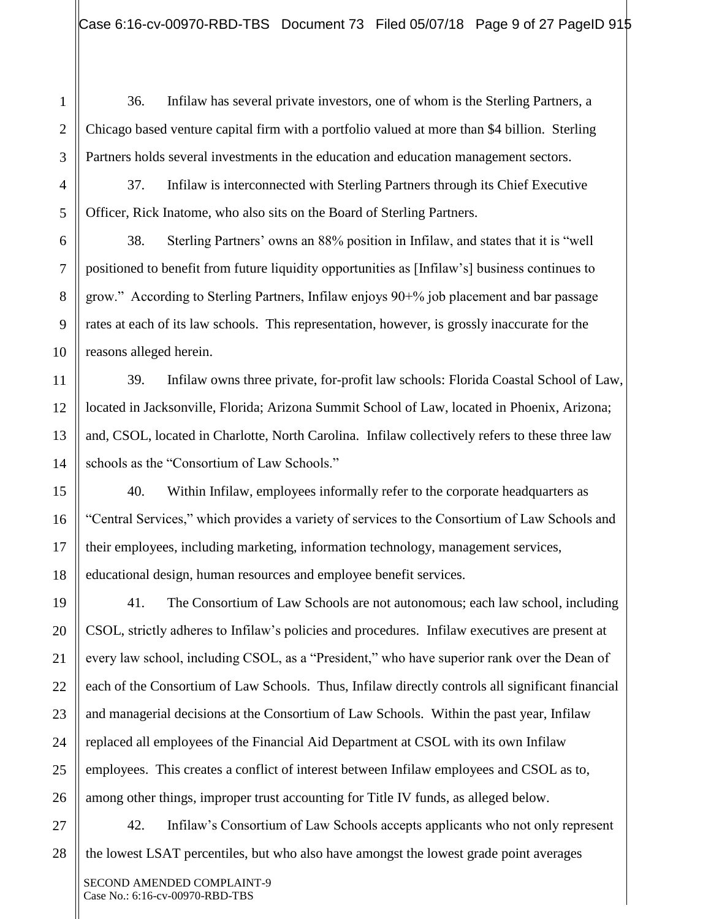36. Infilaw has several private investors, one of whom is the Sterling Partners, a Chicago based venture capital firm with a portfolio valued at more than $4 billion. Sterling Partners holds several investments in the education and education management sectors.

37. Infilaw is interconnected with Sterling Partners through its Chief Executive Officer, Rick Inatome, who also sits on the Board of Sterling Partners.

38. Sterling Partners' owns an 88% position in Infilaw, and states that it is "well positioned to benefit from future liquidity opportunities as [Infilaw's] business continues to grow." According to Sterling Partners, Infilaw enjoys 90+% job placement and bar passage rates at each of its law schools. This representation, however, is grossly inaccurate for the reasons alleged herein.

39. Infilaw owns three private, for-profit law schools: Florida Coastal School of Law, located in Jacksonville, Florida; Arizona Summit School of Law, located in Phoenix, Arizona; and, CSOL, located in Charlotte, North Carolina. Infilaw collectively refers to these three law schools as the "Consortium of Law Schools."

40. Within Infilaw, employees informally refer to the corporate headquarters as "Central Services," which provides a variety of services to the Consortium of Law Schools and their employees, including marketing, information technology, management services, educational design, human resources and employee benefit services.

41. The Consortium of Law Schools are not autonomous; each law school, including CSOL, strictly adheres to Infilaw's policies and procedures. Infilaw executives are present at every law school, including CSOL, as a "President," who have superior rank over the Dean of each of the Consortium of Law Schools. Thus, Infilaw directly controls all significant financial and managerial decisions at the Consortium of Law Schools. Within the past year, Infilaw replaced all employees of the Financial Aid Department at CSOL with its own Infilaw employees. This creates a conflict of interest between Infilaw employees and CSOL as to, among other things, improper trust accounting for Title IV funds, as alleged below.

42. Infilaw's Consortium of Law Schools accepts applicants who not only represent the lowest LSAT percentiles, but who also have amongst the lowest grade point averages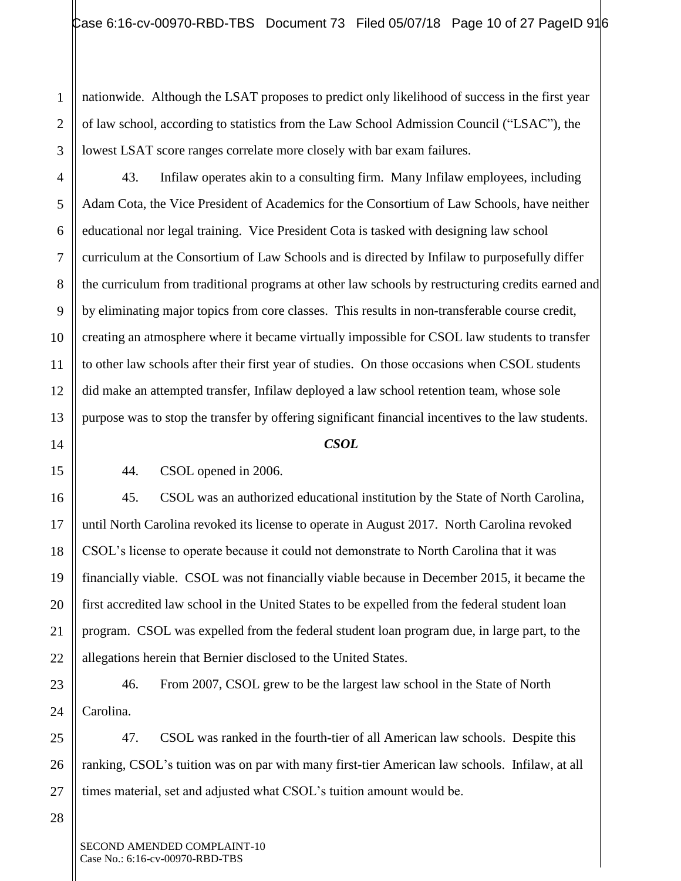nationwide. Although the LSAT proposes to predict only likelihood of success in the first year of law school, according to statistics from the Law School Admission Council ("LSAC"), the lowest LSAT score ranges correlate more closely with bar exam failures.

43. Infilaw operates akin to a consulting firm. Many Infilaw employees, including Adam Cota, the Vice President of Academics for the Consortium of Law Schools, have neither educational nor legal training. Vice President Cota is tasked with designing law school curriculum at the Consortium of Law Schools and is directed by Infilaw to purposefully differ the curriculum from traditional programs at other law schools by restructuring credits earned and by eliminating major topics from core classes. This results in non-transferable course credit, creating an atmosphere where it became virtually impossible for CSOL law students to transfer to other law schools after their first year of studies. On those occasions when CSOL students did make an attempted transfer, Infilaw deployed a law school retention team, whose sole purpose was to stop the transfer by offering significant financial incentives to the law students.

***CSOL***

44. CSOL opened in 2006.

45. CSOL was an authorized educational institution by the State of North Carolina, until North Carolina revoked its license to operate in August 2017. North Carolina revoked CSOL's license to operate because it could not demonstrate to North Carolina that it was financially viable. CSOL was not financially viable because in December 2015, it became the first accredited law school in the United States to be expelled from the federal student loan program. CSOL was expelled from the federal student loan program due, in large part, to the allegations herein that Bernier disclosed to the United States.

46. From 2007, CSOL grew to be the largest law school in the State of North Carolina.

47. CSOL was ranked in the fourth-tier of all American law schools. Despite this ranking, CSOL's tuition was on par with many first-tier American law schools. Infilaw, at all times material, set and adjusted what CSOL's tuition amount would be.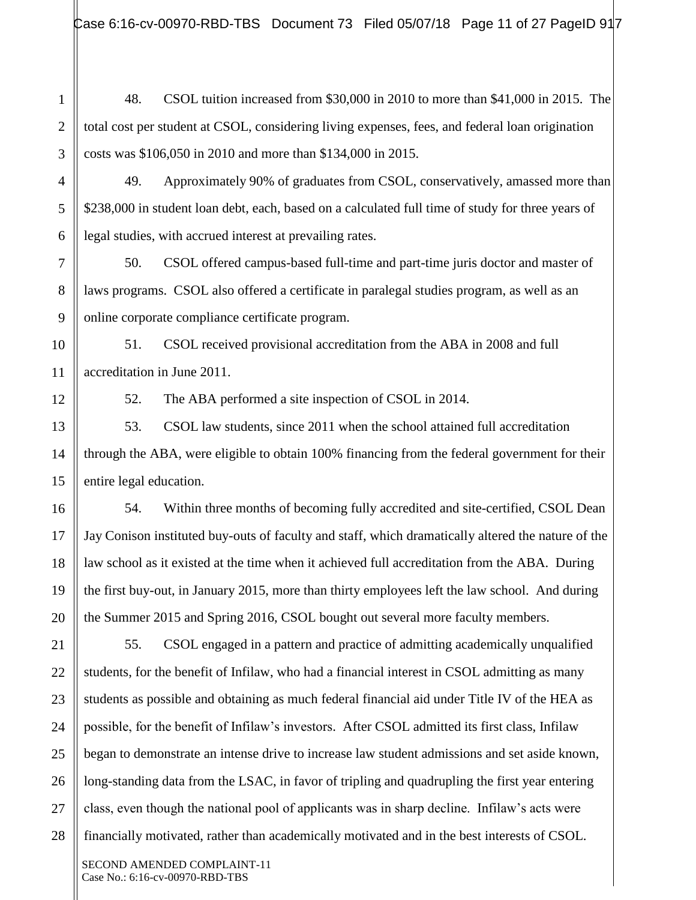48. CSOL tuition increased from $30,000 in 2010 to more than $41,000 in 2015. The total cost per student at CSOL, considering living expenses, fees, and federal loan origination costs was $106,050 in 2010 and more than $134,000 in 2015.

49. Approximately 90% of graduates from CSOL, conservatively, amassed more than $238,000 in student loan debt, each, based on a calculated full time of study for three years of legal studies, with accrued interest at prevailing rates.

50. CSOL offered campus-based full-time and part-time juris doctor and master of laws programs. CSOL also offered a certificate in paralegal studies program, as well as an online corporate compliance certificate program.

51. CSOL received provisional accreditation from the ABA in 2008 and full accreditation in June 2011.

52. The ABA performed a site inspection of CSOL in 2014.

53. CSOL law students, since 2011 when the school attained full accreditation through the ABA, were eligible to obtain 100% financing from the federal government for their entire legal education.

54. Within three months of becoming fully accredited and site-certified, CSOL Dean Jay Conison instituted buy-outs of faculty and staff, which dramatically altered the nature of the law school as it existed at the time when it achieved full accreditation from the ABA. During the first buy-out, in January 2015, more than thirty employees left the law school. And during the Summer 2015 and Spring 2016, CSOL bought out several more faculty members.

55. CSOL engaged in a pattern and practice of admitting academically unqualified students, for the benefit of Infilaw, who had a financial interest in CSOL admitting as many students as possible and obtaining as much federal financial aid under Title IV of the HEA as possible, for the benefit of Infilaw's investors. After CSOL admitted its first class, Infilaw began to demonstrate an intense drive to increase law student admissions and set aside known, long-standing data from the LSAC, in favor of tripling and quadrupling the first year entering class, even though the national pool of applicants was in sharp decline. Infilaw's acts were financially motivated, rather than academically motivated and in the best interests of CSOL.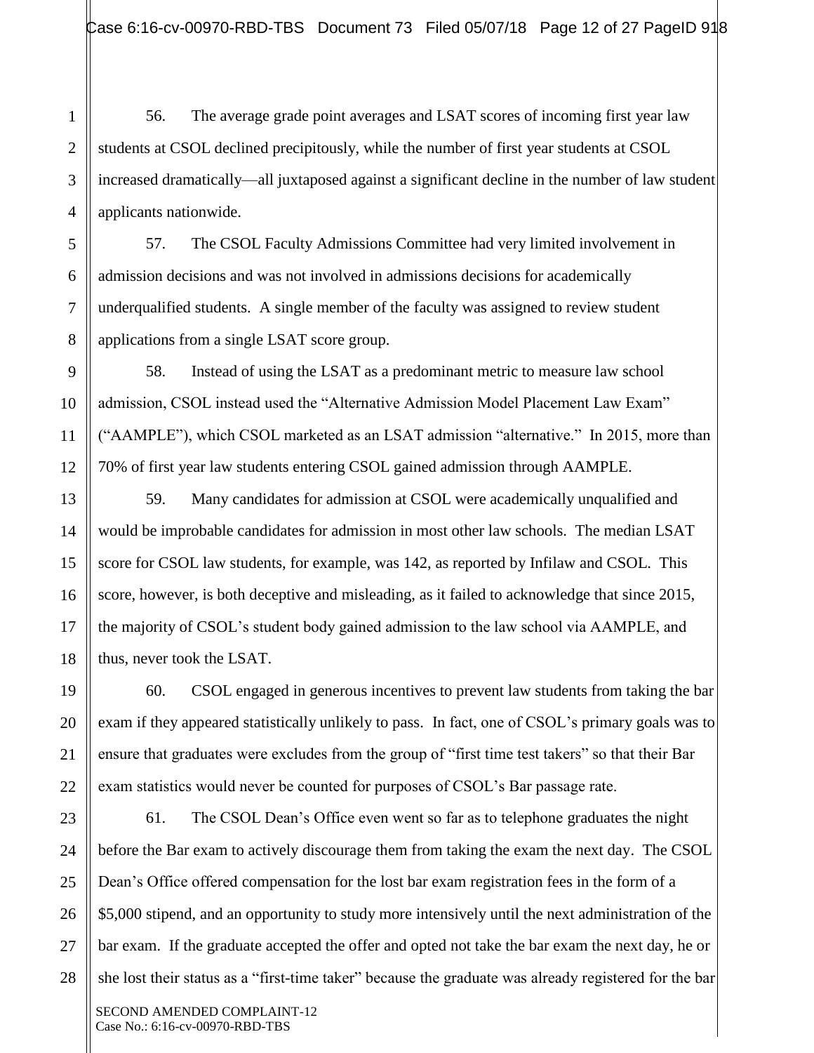56. The average grade point averages and LSAT scores of incoming first year law students at CSOL declined precipitously, while the number of first year students at CSOL increased dramatically—all juxtaposed against a significant decline in the number of law student applicants nationwide.

57. The CSOL Faculty Admissions Committee had very limited involvement in admission decisions and was not involved in admissions decisions for academically underqualified students. A single member of the faculty was assigned to review student applications from a single LSAT score group.

58. Instead of using the LSAT as a predominant metric to measure law school admission, CSOL instead used the "Alternative Admission Model Placement Law Exam" ("AAMPLE"), which CSOL marketed as an LSAT admission "alternative." In 2015, more than 70% of first year law students entering CSOL gained admission through AAMPLE.

59. Many candidates for admission at CSOL were academically unqualified and would be improbable candidates for admission in most other law schools. The median LSAT score for CSOL law students, for example, was 142, as reported by Infilaw and CSOL. This score, however, is both deceptive and misleading, as it failed to acknowledge that since 2015, the majority of CSOL's student body gained admission to the law school via AAMPLE, and thus, never took the LSAT.

60. CSOL engaged in generous incentives to prevent law students from taking the bar exam if they appeared statistically unlikely to pass. In fact, one of CSOL's primary goals was to ensure that graduates were excludes from the group of "first time test takers" so that their Bar exam statistics would never be counted for purposes of CSOL's Bar passage rate.

61. The CSOL Dean's Office even went so far as to telephone graduates the night before the Bar exam to actively discourage them from taking the exam the next day. The CSOL Dean's Office offered compensation for the lost bar exam registration fees in the form of a $5,000 stipend, and an opportunity to study more intensively until the next administration of the bar exam. If the graduate accepted the offer and opted not take the bar exam the next day, he or she lost their status as a "first-time taker" because the graduate was already registered for the bar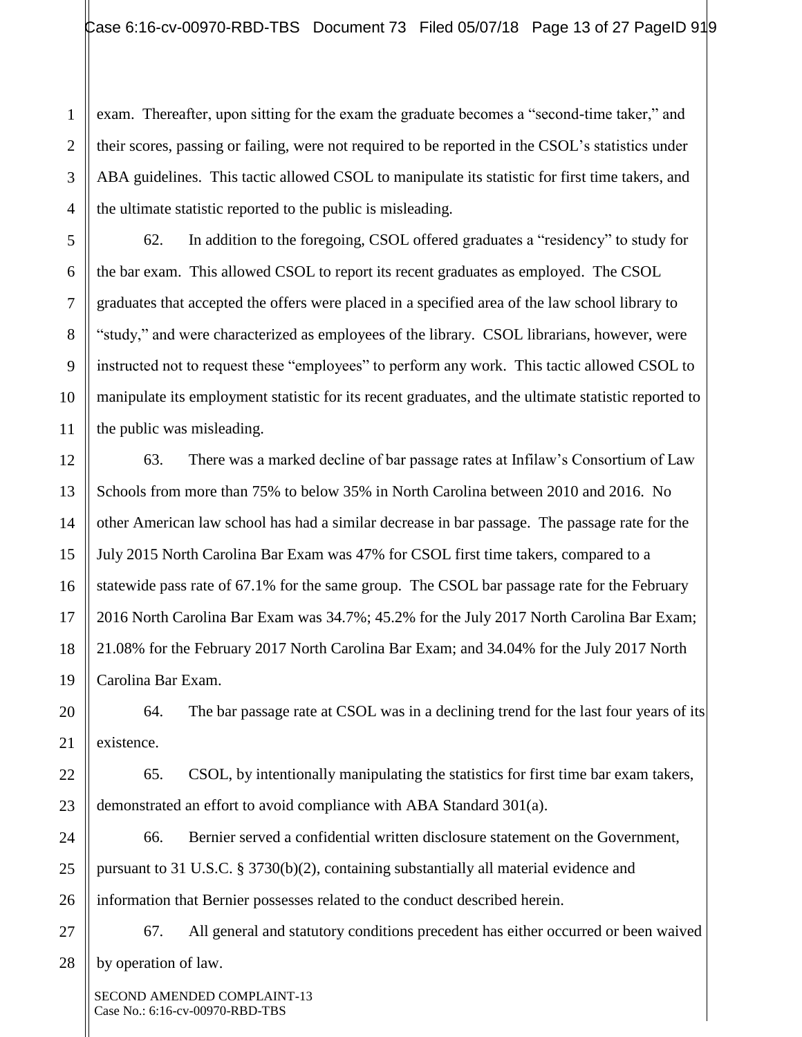exam. Thereafter, upon sitting for the exam the graduate becomes a "second-time taker," and their scores, passing or failing, were not required to be reported in the CSOL's statistics under ABA guidelines. This tactic allowed CSOL to manipulate its statistic for first time takers, and the ultimate statistic reported to the public is misleading.

62. In addition to the foregoing, CSOL offered graduates a "residency" to study for the bar exam. This allowed CSOL to report its recent graduates as employed. The CSOL graduates that accepted the offers were placed in a specified area of the law school library to "study," and were characterized as employees of the library. CSOL librarians, however, were instructed not to request these "employees" to perform any work. This tactic allowed CSOL to manipulate its employment statistic for its recent graduates, and the ultimate statistic reported to the public was misleading.

63. There was a marked decline of bar passage rates at Infilaw's Consortium of Law Schools from more than 75% to below 35% in North Carolina between 2010 and 2016. No other American law school has had a similar decrease in bar passage. The passage rate for the July 2015 North Carolina Bar Exam was 47% for CSOL first time takers, compared to a statewide pass rate of 67.1% for the same group. The CSOL bar passage rate for the February 2016 North Carolina Bar Exam was 34.7%; 45.2% for the July 2017 North Carolina Bar Exam; 21.08% for the February 2017 North Carolina Bar Exam; and 34.04% for the July 2017 North Carolina Bar Exam.

64. The bar passage rate at CSOL was in a declining trend for the last four years of its existence.

65. CSOL, by intentionally manipulating the statistics for first time bar exam takers, demonstrated an effort to avoid compliance with ABA Standard 301(a).

66. Bernier served a confidential written disclosure statement on the Government, pursuant to 31 U.S.C. § 3730(b)(2), containing substantially all material evidence and information that Bernier possesses related to the conduct described herein.

67. All general and statutory conditions precedent has either occurred or been waived by operation of law.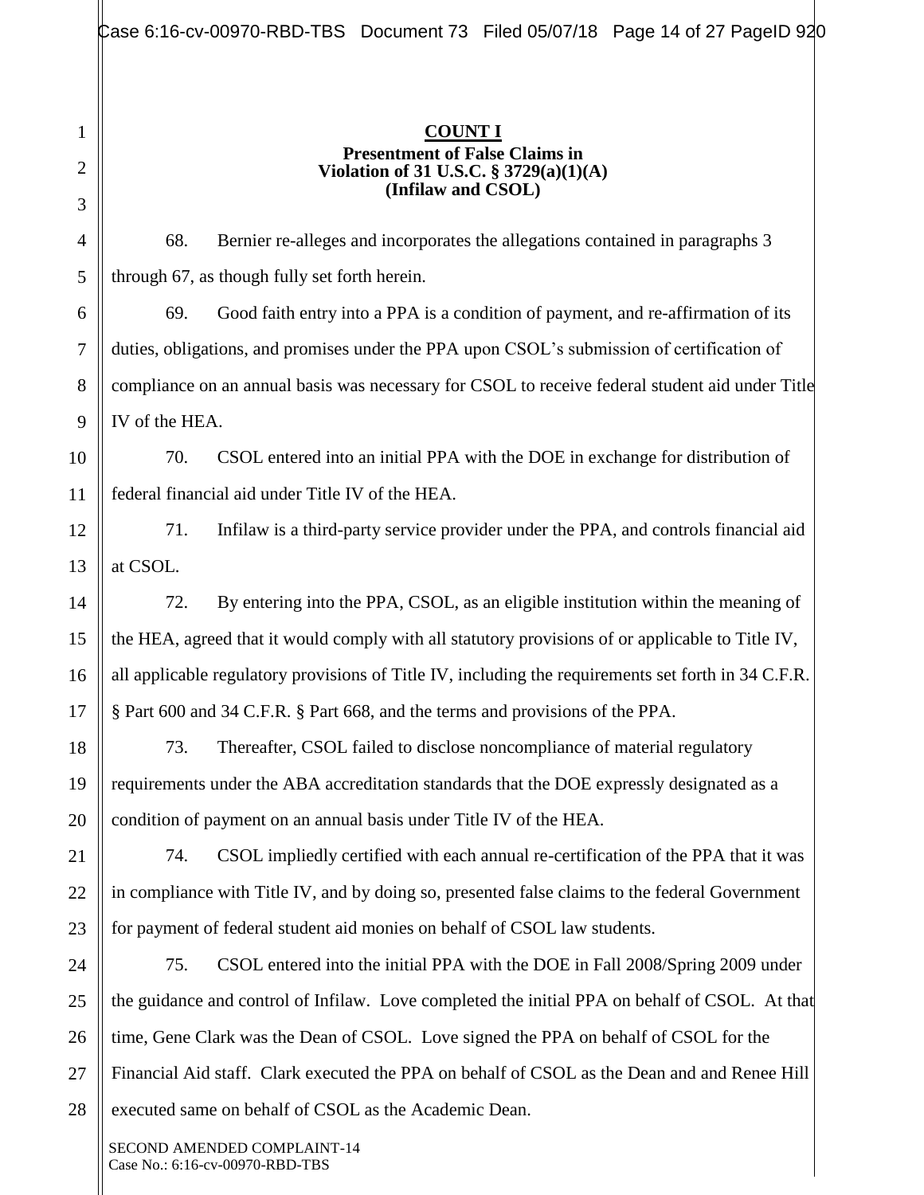**COUNT I**
**Presentment of False Claims in**
**Violation of 31 U.S.C. § 3729(a)(1)(A)**
**(Infilaw and CSOL)**

68. Bernier re-alleges and incorporates the allegations contained in paragraphs 3 through 67, as though fully set forth herein.

69. Good faith entry into a PPA is a condition of payment, and re-affirmation of its duties, obligations, and promises under the PPA upon CSOL's submission of certification of compliance on an annual basis was necessary for CSOL to receive federal student aid under Title IV of the HEA.

70. CSOL entered into an initial PPA with the DOE in exchange for distribution of federal financial aid under Title IV of the HEA.

71. Infilaw is a third-party service provider under the PPA, and controls financial aid at CSOL.

72. By entering into the PPA, CSOL, as an eligible institution within the meaning of the HEA, agreed that it would comply with all statutory provisions of or applicable to Title IV, all applicable regulatory provisions of Title IV, including the requirements set forth in 34 C.F.R. § Part 600 and 34 C.F.R. § Part 668, and the terms and provisions of the PPA.

73. Thereafter, CSOL failed to disclose noncompliance of material regulatory requirements under the ABA accreditation standards that the DOE expressly designated as a condition of payment on an annual basis under Title IV of the HEA.

74. CSOL impliedly certified with each annual re-certification of the PPA that it was in compliance with Title IV, and by doing so, presented false claims to the federal Government for payment of federal student aid monies on behalf of CSOL law students.

75. CSOL entered into the initial PPA with the DOE in Fall 2008/Spring 2009 under the guidance and control of Infilaw. Love completed the initial PPA on behalf of CSOL. At that time, Gene Clark was the Dean of CSOL. Love signed the PPA on behalf of CSOL for the Financial Aid staff. Clark executed the PPA on behalf of CSOL as the Dean and and Renee Hill executed same on behalf of CSOL as the Academic Dean.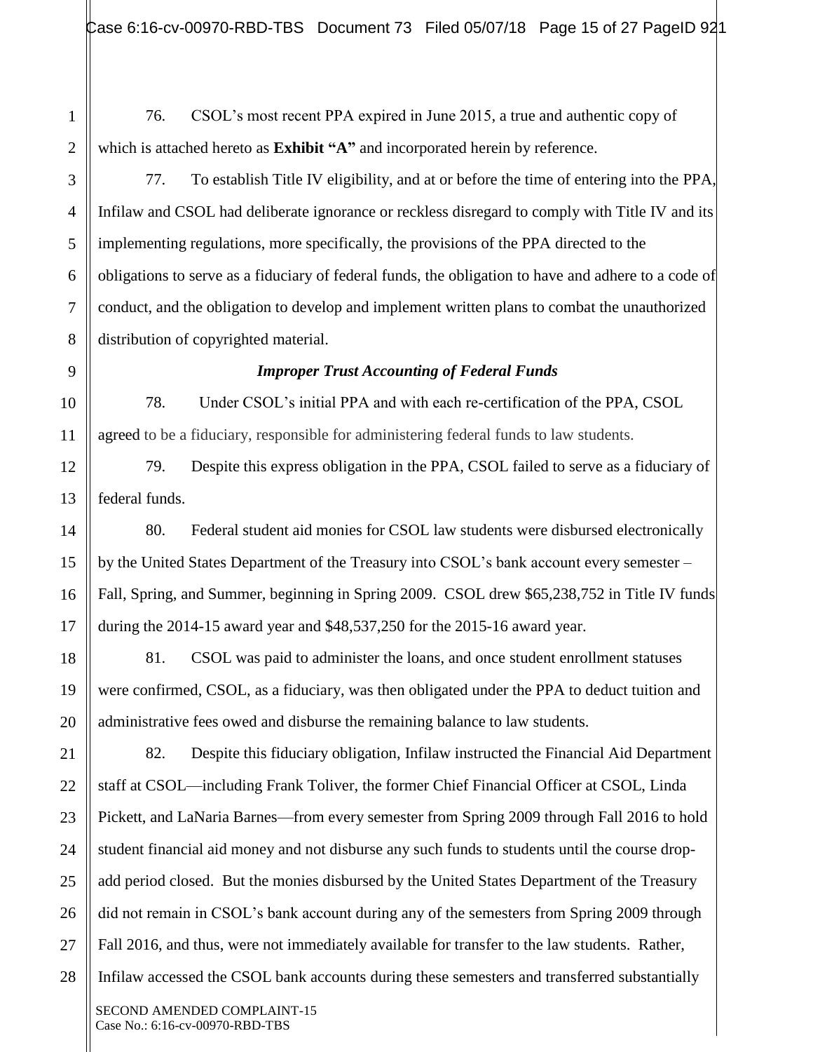76. CSOL's most recent PPA expired in June 2015, a true and authentic copy of which is attached hereto as **Exhibit "A"** and incorporated herein by reference.

77. To establish Title IV eligibility, and at or before the time of entering into the PPA, Infilaw and CSOL had deliberate ignorance or reckless disregard to comply with Title IV and its implementing regulations, more specifically, the provisions of the PPA directed to the obligations to serve as a fiduciary of federal funds, the obligation to have and adhere to a code of conduct, and the obligation to develop and implement written plans to combat the unauthorized distribution of copyrighted material.

***Improper Trust Accounting of Federal Funds***

78. Under CSOL's initial PPA and with each re-certification of the PPA, CSOL agreed to be a fiduciary, responsible for administering federal funds to law students.

79. Despite this express obligation in the PPA, CSOL failed to serve as a fiduciary of federal funds.

80. Federal student aid monies for CSOL law students were disbursed electronically by the United States Department of the Treasury into CSOL's bank account every semester – Fall, Spring, and Summer, beginning in Spring 2009. CSOL drew $65,238,752 in Title IV funds during the 2014-15 award year and $48,537,250 for the 2015-16 award year.

81. CSOL was paid to administer the loans, and once student enrollment statuses were confirmed, CSOL, as a fiduciary, was then obligated under the PPA to deduct tuition and administrative fees owed and disburse the remaining balance to law students.

82. Despite this fiduciary obligation, Infilaw instructed the Financial Aid Department staff at CSOL—including Frank Toliver, the former Chief Financial Officer at CSOL, Linda Pickett, and LaNaria Barnes—from every semester from Spring 2009 through Fall 2016 to hold student financial aid money and not disburse any such funds to students until the course drop-add period closed. But the monies disbursed by the United States Department of the Treasury did not remain in CSOL's bank account during any of the semesters from Spring 2009 through Fall 2016, and thus, were not immediately available for transfer to the law students. Rather, Infilaw accessed the CSOL bank accounts during these semesters and transferred substantially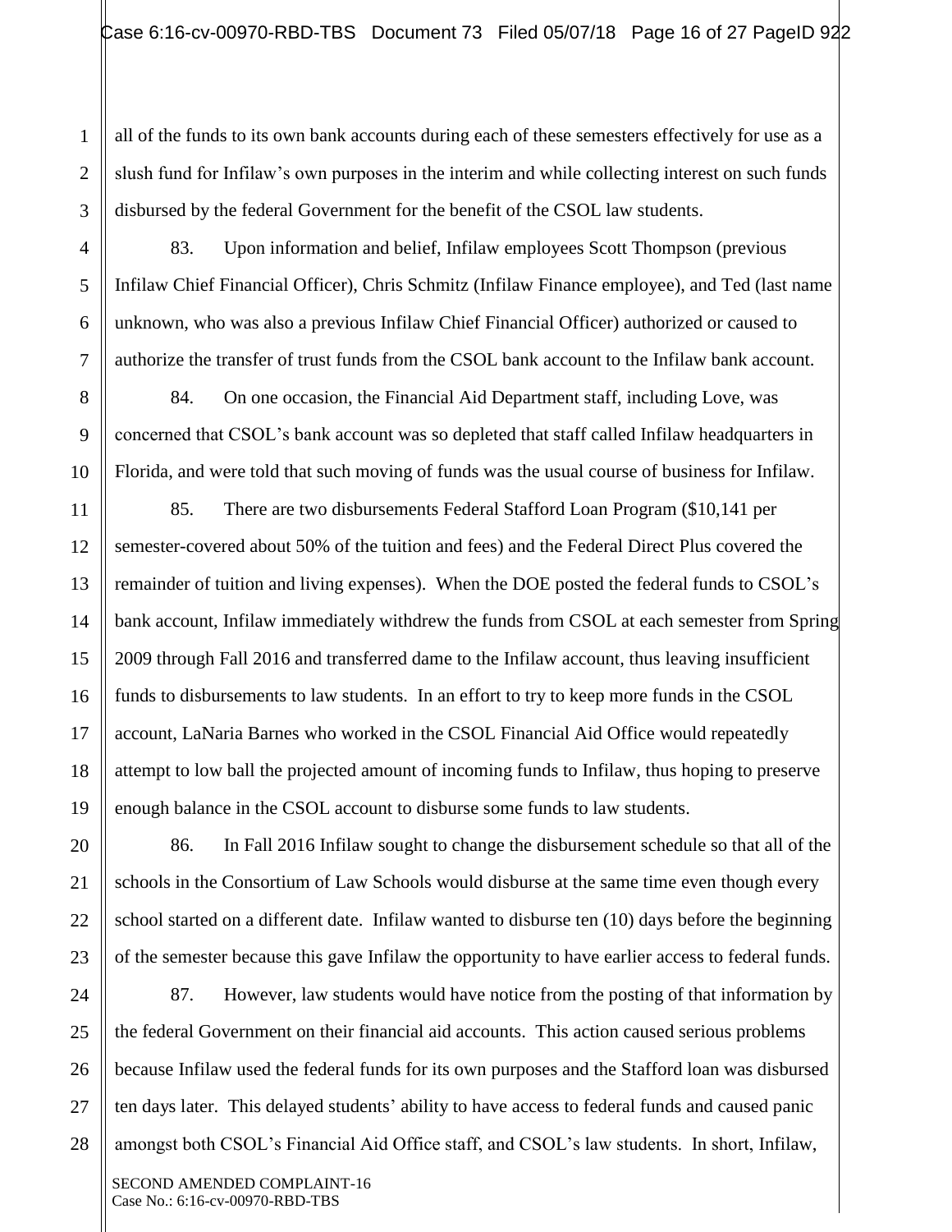all of the funds to its own bank accounts during each of these semesters effectively for use as a slush fund for Infilaw's own purposes in the interim and while collecting interest on such funds disbursed by the federal Government for the benefit of the CSOL law students.

83. Upon information and belief, Infilaw employees Scott Thompson (previous Infilaw Chief Financial Officer), Chris Schmitz (Infilaw Finance employee), and Ted (last name unknown, who was also a previous Infilaw Chief Financial Officer) authorized or caused to authorize the transfer of trust funds from the CSOL bank account to the Infilaw bank account.

84. On one occasion, the Financial Aid Department staff, including Love, was concerned that CSOL's bank account was so depleted that staff called Infilaw headquarters in Florida, and were told that such moving of funds was the usual course of business for Infilaw.

85. There are two disbursements Federal Stafford Loan Program ($10,141 per semester-covered about 50% of the tuition and fees) and the Federal Direct Plus covered the remainder of tuition and living expenses). When the DOE posted the federal funds to CSOL's bank account, Infilaw immediately withdrew the funds from CSOL at each semester from Spring 2009 through Fall 2016 and transferred dame to the Infilaw account, thus leaving insufficient funds to disbursements to law students. In an effort to try to keep more funds in the CSOL account, LaNaria Barnes who worked in the CSOL Financial Aid Office would repeatedly attempt to low ball the projected amount of incoming funds to Infilaw, thus hoping to preserve enough balance in the CSOL account to disburse some funds to law students.

86. In Fall 2016 Infilaw sought to change the disbursement schedule so that all of the schools in the Consortium of Law Schools would disburse at the same time even though every school started on a different date. Infilaw wanted to disburse ten (10) days before the beginning of the semester because this gave Infilaw the opportunity to have earlier access to federal funds.

87. However, law students would have notice from the posting of that information by the federal Government on their financial aid accounts. This action caused serious problems because Infilaw used the federal funds for its own purposes and the Stafford loan was disbursed ten days later. This delayed students' ability to have access to federal funds and caused panic amongst both CSOL's Financial Aid Office staff, and CSOL's law students. In short, Infilaw,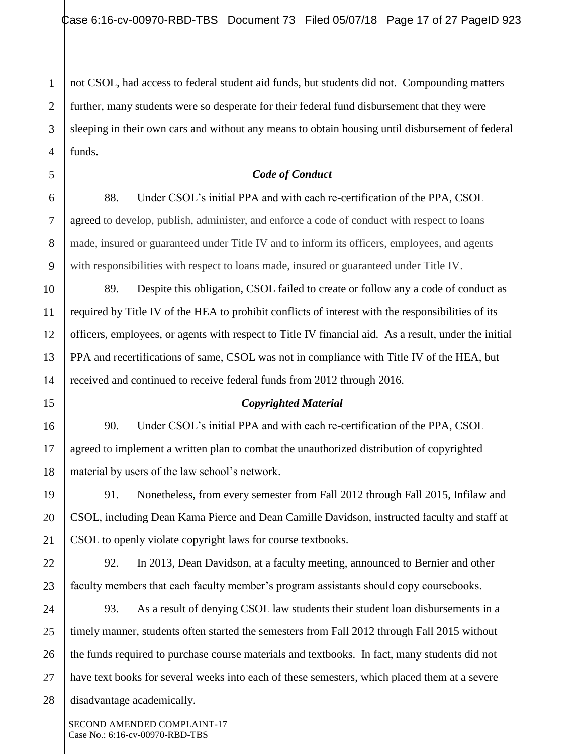not CSOL, had access to federal student aid funds, but students did not. Compounding matters further, many students were so desperate for their federal fund disbursement that they were sleeping in their own cars and without any means to obtain housing until disbursement of federal funds.

### *Code of Conduct*

88. Under CSOL's initial PPA and with each re-certification of the PPA, CSOL agreed to develop, publish, administer, and enforce a code of conduct with respect to loans made, insured or guaranteed under Title IV and to inform its officers, employees, and agents with responsibilities with respect to loans made, insured or guaranteed under Title IV.

89. Despite this obligation, CSOL failed to create or follow any a code of conduct as required by Title IV of the HEA to prohibit conflicts of interest with the responsibilities of its officers, employees, or agents with respect to Title IV financial aid. As a result, under the initial PPA and recertifications of same, CSOL was not in compliance with Title IV of the HEA, but received and continued to receive federal funds from 2012 through 2016.

### *Copyrighted Material*

90. Under CSOL's initial PPA and with each re-certification of the PPA, CSOL agreed to implement a written plan to combat the unauthorized distribution of copyrighted material by users of the law school's network.

91. Nonetheless, from every semester from Fall 2012 through Fall 2015, Infilaw and CSOL, including Dean Kama Pierce and Dean Camille Davidson, instructed faculty and staff at CSOL to openly violate copyright laws for course textbooks.

92. In 2013, Dean Davidson, at a faculty meeting, announced to Bernier and other faculty members that each faculty member's program assistants should copy coursebooks.

93. As a result of denying CSOL law students their student loan disbursements in a timely manner, students often started the semesters from Fall 2012 through Fall 2015 without the funds required to purchase course materials and textbooks. In fact, many students did not have text books for several weeks into each of these semesters, which placed them at a severe disadvantage academically.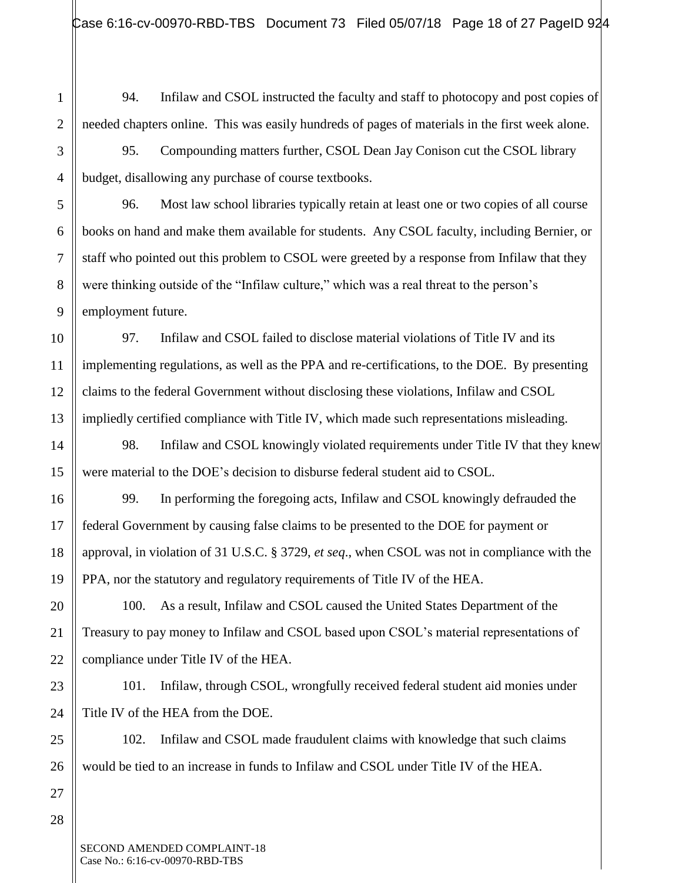94. Infilaw and CSOL instructed the faculty and staff to photocopy and post copies of needed chapters online. This was easily hundreds of pages of materials in the first week alone.

95. Compounding matters further, CSOL Dean Jay Conison cut the CSOL library budget, disallowing any purchase of course textbooks.

96. Most law school libraries typically retain at least one or two copies of all course books on hand and make them available for students. Any CSOL faculty, including Bernier, or staff who pointed out this problem to CSOL were greeted by a response from Infilaw that they were thinking outside of the "Infilaw culture," which was a real threat to the person's employment future.

97. Infilaw and CSOL failed to disclose material violations of Title IV and its implementing regulations, as well as the PPA and re-certifications, to the DOE. By presenting claims to the federal Government without disclosing these violations, Infilaw and CSOL impliedly certified compliance with Title IV, which made such representations misleading.

98. Infilaw and CSOL knowingly violated requirements under Title IV that they knew were material to the DOE's decision to disburse federal student aid to CSOL.

99. In performing the foregoing acts, Infilaw and CSOL knowingly defrauded the federal Government by causing false claims to be presented to the DOE for payment or approval, in violation of 31 U.S.C. § 3729, *et seq*., when CSOL was not in compliance with the PPA, nor the statutory and regulatory requirements of Title IV of the HEA.

100. As a result, Infilaw and CSOL caused the United States Department of the Treasury to pay money to Infilaw and CSOL based upon CSOL's material representations of compliance under Title IV of the HEA.

101. Infilaw, through CSOL, wrongfully received federal student aid monies under Title IV of the HEA from the DOE.

102. Infilaw and CSOL made fraudulent claims with knowledge that such claims would be tied to an increase in funds to Infilaw and CSOL under Title IV of the HEA.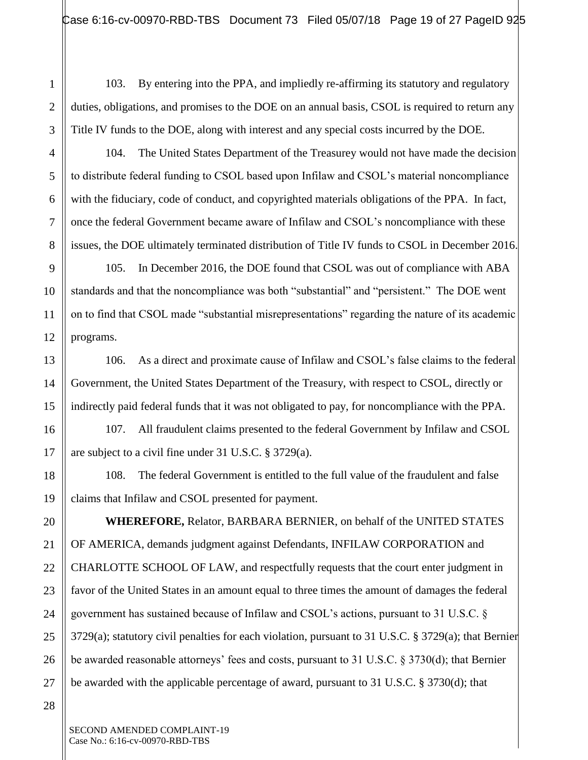103. By entering into the PPA, and impliedly re-affirming its statutory and regulatory duties, obligations, and promises to the DOE on an annual basis, CSOL is required to return any Title IV funds to the DOE, along with interest and any special costs incurred by the DOE.

104. The United States Department of the Treasurey would not have made the decision to distribute federal funding to CSOL based upon Infilaw and CSOL's material noncompliance with the fiduciary, code of conduct, and copyrighted materials obligations of the PPA. In fact, once the federal Government became aware of Infilaw and CSOL's noncompliance with these issues, the DOE ultimately terminated distribution of Title IV funds to CSOL in December 2016.

105. In December 2016, the DOE found that CSOL was out of compliance with ABA standards and that the noncompliance was both "substantial" and "persistent." The DOE went on to find that CSOL made "substantial misrepresentations" regarding the nature of its academic programs.

106. As a direct and proximate cause of Infilaw and CSOL's false claims to the federal Government, the United States Department of the Treasury, with respect to CSOL, directly or indirectly paid federal funds that it was not obligated to pay, for noncompliance with the PPA.

107. All fraudulent claims presented to the federal Government by Infilaw and CSOL are subject to a civil fine under 31 U.S.C. § 3729(a).

108. The federal Government is entitled to the full value of the fraudulent and false claims that Infilaw and CSOL presented for payment.

**WHEREFORE,** Relator, BARBARA BERNIER, on behalf of the UNITED STATES OF AMERICA, demands judgment against Defendants, INFILAW CORPORATION and CHARLOTTE SCHOOL OF LAW, and respectfully requests that the court enter judgment in favor of the United States in an amount equal to three times the amount of damages the federal government has sustained because of Infilaw and CSOL's actions, pursuant to 31 U.S.C. § 3729(a); statutory civil penalties for each violation, pursuant to 31 U.S.C. § 3729(a); that Bernier be awarded reasonable attorneys' fees and costs, pursuant to 31 U.S.C. § 3730(d); that Bernier be awarded with the applicable percentage of award, pursuant to 31 U.S.C. § 3730(d); that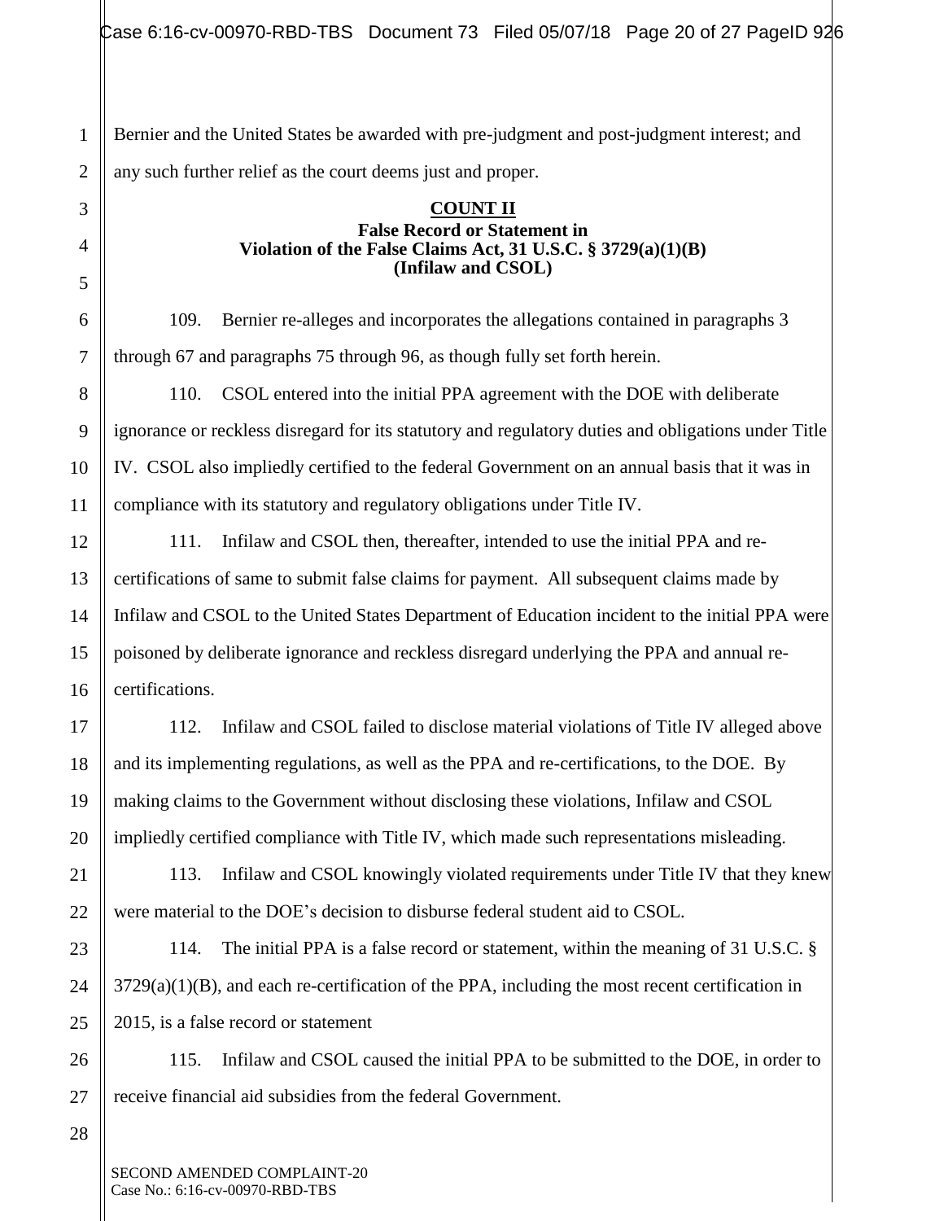Bernier and the United States be awarded with pre-judgment and post-judgment interest; and any such further relief as the court deems just and proper.

**COUNT II**

**False Record or Statement in Violation of the False Claims Act, 31 U.S.C. § 3729(a)(1)(B) (Infilaw and CSOL)**

109. Bernier re-alleges and incorporates the allegations contained in paragraphs 3 through 67 and paragraphs 75 through 96, as though fully set forth herein.

110. CSOL entered into the initial PPA agreement with the DOE with deliberate ignorance or reckless disregard for its statutory and regulatory duties and obligations under Title IV. CSOL also impliedly certified to the federal Government on an annual basis that it was in compliance with its statutory and regulatory obligations under Title IV.

111. Infilaw and CSOL then, thereafter, intended to use the initial PPA and re-certifications of same to submit false claims for payment. All subsequent claims made by Infilaw and CSOL to the United States Department of Education incident to the initial PPA were poisoned by deliberate ignorance and reckless disregard underlying the PPA and annual re-certifications.

112. Infilaw and CSOL failed to disclose material violations of Title IV alleged above and its implementing regulations, as well as the PPA and re-certifications, to the DOE. By making claims to the Government without disclosing these violations, Infilaw and CSOL impliedly certified compliance with Title IV, which made such representations misleading.

113. Infilaw and CSOL knowingly violated requirements under Title IV that they knew were material to the DOE's decision to disburse federal student aid to CSOL.

114. The initial PPA is a false record or statement, within the meaning of 31 U.S.C. § 3729(a)(1)(B), and each re-certification of the PPA, including the most recent certification in 2015, is a false record or statement

115. Infilaw and CSOL caused the initial PPA to be submitted to the DOE, in order to receive financial aid subsidies from the federal Government.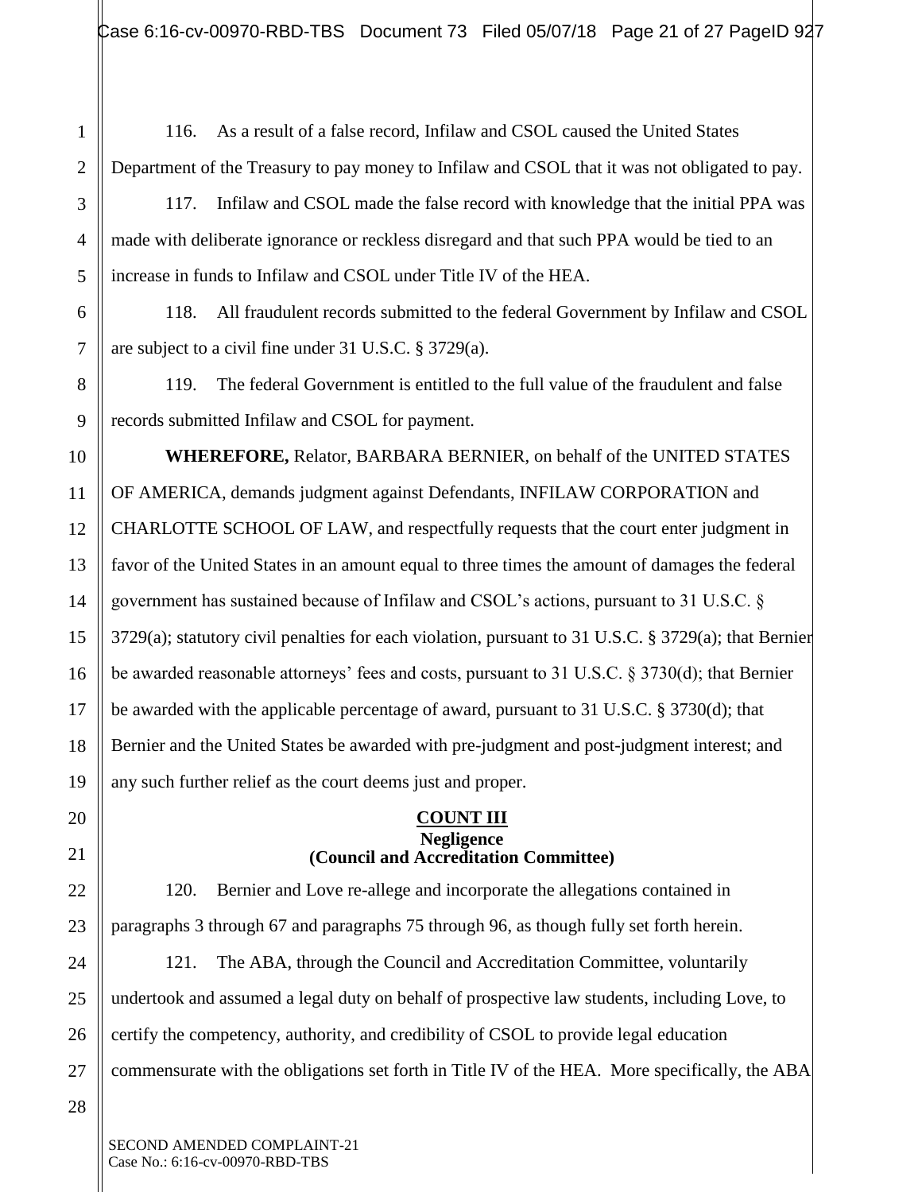116. As a result of a false record, Infilaw and CSOL caused the United States Department of the Treasury to pay money to Infilaw and CSOL that it was not obligated to pay.

117. Infilaw and CSOL made the false record with knowledge that the initial PPA was made with deliberate ignorance or reckless disregard and that such PPA would be tied to an increase in funds to Infilaw and CSOL under Title IV of the HEA.

118. All fraudulent records submitted to the federal Government by Infilaw and CSOL are subject to a civil fine under 31 U.S.C. § 3729(a).

119. The federal Government is entitled to the full value of the fraudulent and false records submitted Infilaw and CSOL for payment.

**WHEREFORE,** Relator, BARBARA BERNIER, on behalf of the UNITED STATES OF AMERICA, demands judgment against Defendants, INFILAW CORPORATION and CHARLOTTE SCHOOL OF LAW, and respectfully requests that the court enter judgment in favor of the United States in an amount equal to three times the amount of damages the federal government has sustained because of Infilaw and CSOL's actions, pursuant to 31 U.S.C. § 3729(a); statutory civil penalties for each violation, pursuant to 31 U.S.C. § 3729(a); that Bernier be awarded reasonable attorneys' fees and costs, pursuant to 31 U.S.C. § 3730(d); that Bernier be awarded with the applicable percentage of award, pursuant to 31 U.S.C. § 3730(d); that Bernier and the United States be awarded with pre-judgment and post-judgment interest; and any such further relief as the court deems just and proper.

## COUNT III
### Negligence
### (Council and Accreditation Committee)

120. Bernier and Love re-allege and incorporate the allegations contained in paragraphs 3 through 67 and paragraphs 75 through 96, as though fully set forth herein.

121. The ABA, through the Council and Accreditation Committee, voluntarily undertook and assumed a legal duty on behalf of prospective law students, including Love, to certify the competency, authority, and credibility of CSOL to provide legal education commensurate with the obligations set forth in Title IV of the HEA. More specifically, the ABA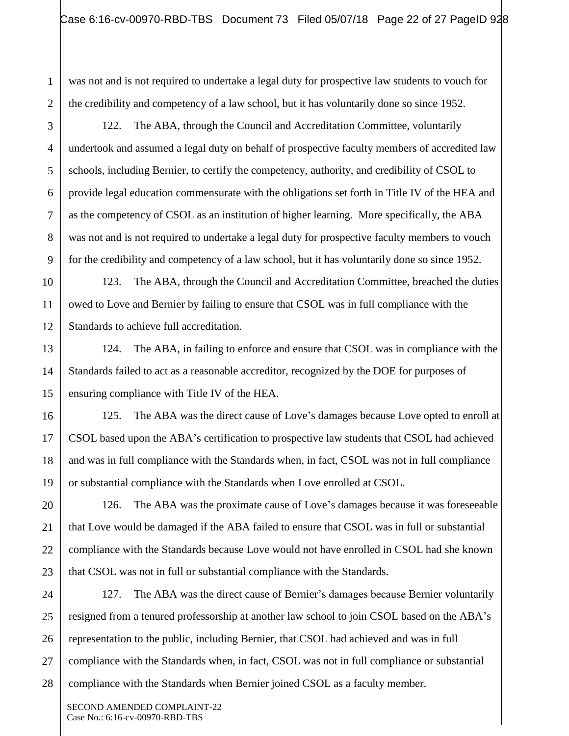was not and is not required to undertake a legal duty for prospective law students to vouch for the credibility and competency of a law school, but it has voluntarily done so since 1952.

122. The ABA, through the Council and Accreditation Committee, voluntarily undertook and assumed a legal duty on behalf of prospective faculty members of accredited law schools, including Bernier, to certify the competency, authority, and credibility of CSOL to provide legal education commensurate with the obligations set forth in Title IV of the HEA and as the competency of CSOL as an institution of higher learning. More specifically, the ABA was not and is not required to undertake a legal duty for prospective faculty members to vouch for the credibility and competency of a law school, but it has voluntarily done so since 1952.

123. The ABA, through the Council and Accreditation Committee, breached the duties owed to Love and Bernier by failing to ensure that CSOL was in full compliance with the Standards to achieve full accreditation.

124. The ABA, in failing to enforce and ensure that CSOL was in compliance with the Standards failed to act as a reasonable accreditor, recognized by the DOE for purposes of ensuring compliance with Title IV of the HEA.

125. The ABA was the direct cause of Love's damages because Love opted to enroll at CSOL based upon the ABA's certification to prospective law students that CSOL had achieved and was in full compliance with the Standards when, in fact, CSOL was not in full compliance or substantial compliance with the Standards when Love enrolled at CSOL.

126. The ABA was the proximate cause of Love's damages because it was foreseeable that Love would be damaged if the ABA failed to ensure that CSOL was in full or substantial compliance with the Standards because Love would not have enrolled in CSOL had she known that CSOL was not in full or substantial compliance with the Standards.

127. The ABA was the direct cause of Bernier's damages because Bernier voluntarily resigned from a tenured professorship at another law school to join CSOL based on the ABA's representation to the public, including Bernier, that CSOL had achieved and was in full compliance with the Standards when, in fact, CSOL was not in full compliance or substantial compliance with the Standards when Bernier joined CSOL as a faculty member.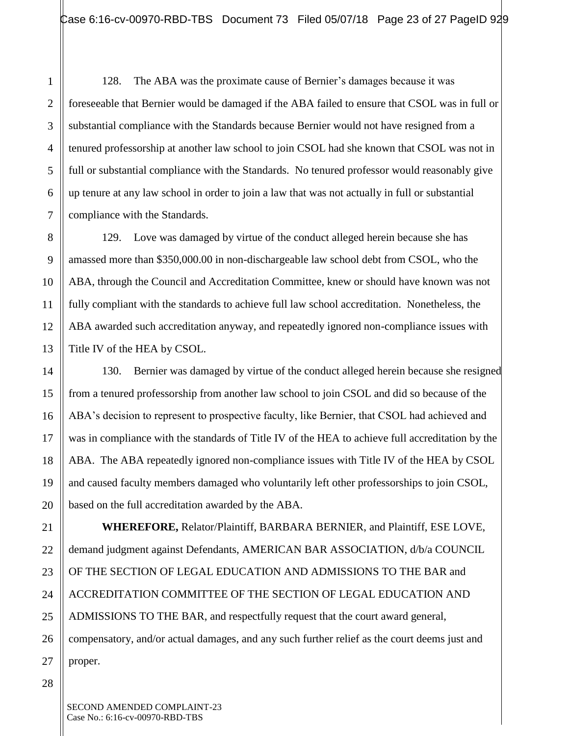128. The ABA was the proximate cause of Bernier's damages because it was foreseeable that Bernier would be damaged if the ABA failed to ensure that CSOL was in full or substantial compliance with the Standards because Bernier would not have resigned from a tenured professorship at another law school to join CSOL had she known that CSOL was not in full or substantial compliance with the Standards. No tenured professor would reasonably give up tenure at any law school in order to join a law that was not actually in full or substantial compliance with the Standards.

129. Love was damaged by virtue of the conduct alleged herein because she has amassed more than $350,000.00 in non-dischargeable law school debt from CSOL, who the ABA, through the Council and Accreditation Committee, knew or should have known was not fully compliant with the standards to achieve full law school accreditation. Nonetheless, the ABA awarded such accreditation anyway, and repeatedly ignored non-compliance issues with Title IV of the HEA by CSOL.

130. Bernier was damaged by virtue of the conduct alleged herein because she resigned from a tenured professorship from another law school to join CSOL and did so because of the ABA's decision to represent to prospective faculty, like Bernier, that CSOL had achieved and was in compliance with the standards of Title IV of the HEA to achieve full accreditation by the ABA. The ABA repeatedly ignored non-compliance issues with Title IV of the HEA by CSOL and caused faculty members damaged who voluntarily left other professorships to join CSOL, based on the full accreditation awarded by the ABA.

**WHEREFORE,** Relator/Plaintiff, BARBARA BERNIER, and Plaintiff, ESE LOVE, demand judgment against Defendants, AMERICAN BAR ASSOCIATION, d/b/a COUNCIL OF THE SECTION OF LEGAL EDUCATION AND ADMISSIONS TO THE BAR and ACCREDITATION COMMITTEE OF THE SECTION OF LEGAL EDUCATION AND ADMISSIONS TO THE BAR, and respectfully request that the court award general, compensatory, and/or actual damages, and any such further relief as the court deems just and proper.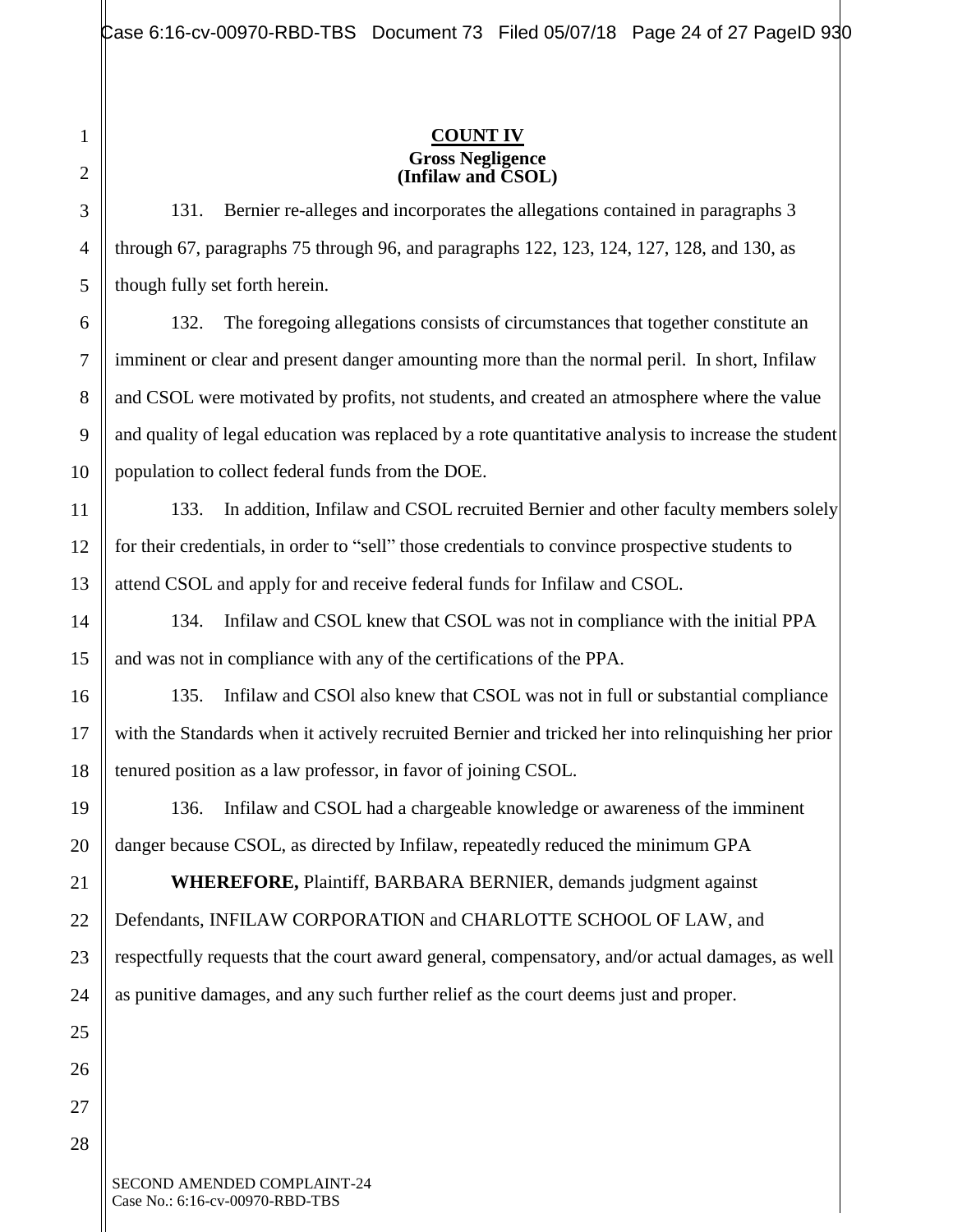**COUNT IV**
**Gross Negligence**
**(Infilaw and CSOL)**

131. Bernier re-alleges and incorporates the allegations contained in paragraphs 3 through 67, paragraphs 75 through 96, and paragraphs 122, 123, 124, 127, 128, and 130, as though fully set forth herein.

132. The foregoing allegations consists of circumstances that together constitute an imminent or clear and present danger amounting more than the normal peril. In short, Infilaw and CSOL were motivated by profits, not students, and created an atmosphere where the value and quality of legal education was replaced by a rote quantitative analysis to increase the student population to collect federal funds from the DOE.

133. In addition, Infilaw and CSOL recruited Bernier and other faculty members solely for their credentials, in order to "sell" those credentials to convince prospective students to attend CSOL and apply for and receive federal funds for Infilaw and CSOL.

134. Infilaw and CSOL knew that CSOL was not in compliance with the initial PPA and was not in compliance with any of the certifications of the PPA.

135. Infilaw and CSOl also knew that CSOL was not in full or substantial compliance with the Standards when it actively recruited Bernier and tricked her into relinquishing her prior tenured position as a law professor, in favor of joining CSOL.

136. Infilaw and CSOL had a chargeable knowledge or awareness of the imminent danger because CSOL, as directed by Infilaw, repeatedly reduced the minimum GPA

**WHEREFORE,** Plaintiff, BARBARA BERNIER, demands judgment against Defendants, INFILAW CORPORATION and CHARLOTTE SCHOOL OF LAW, and respectfully requests that the court award general, compensatory, and/or actual damages, as well as punitive damages, and any such further relief as the court deems just and proper.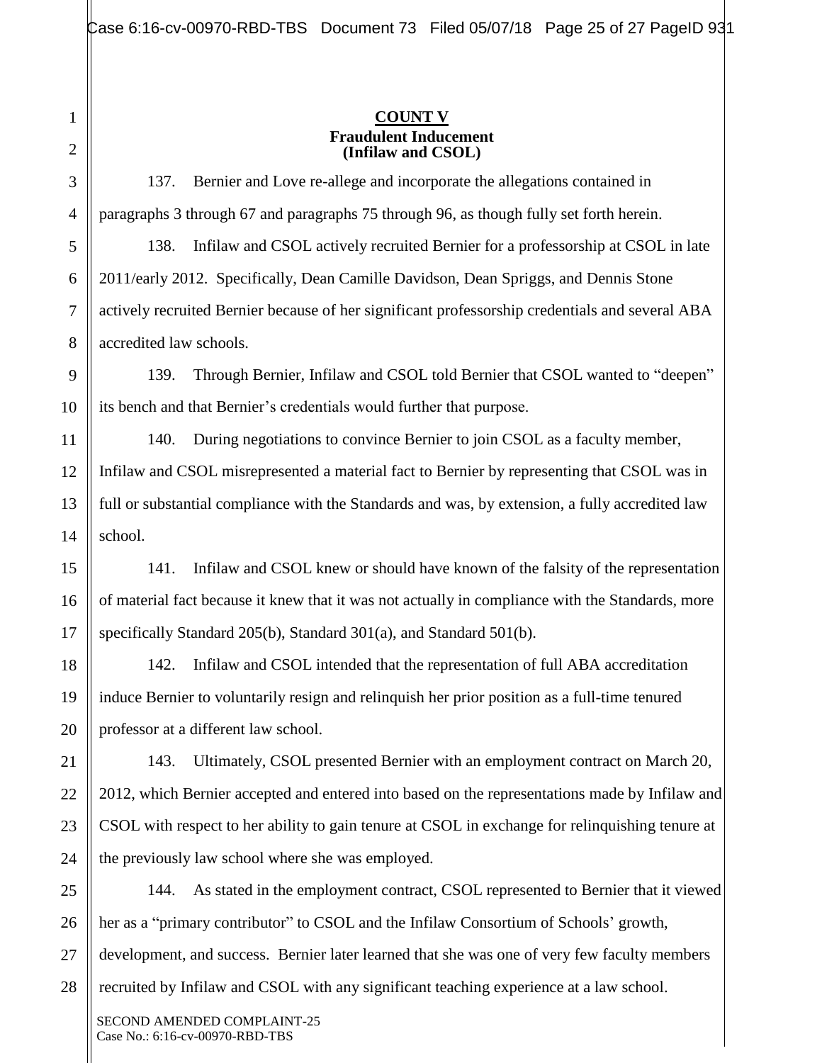**COUNT V**

**Fraudulent Inducement**
**(Infilaw and CSOL)**

137. Bernier and Love re-allege and incorporate the allegations contained in paragraphs 3 through 67 and paragraphs 75 through 96, as though fully set forth herein.

138. Infilaw and CSOL actively recruited Bernier for a professorship at CSOL in late 2011/early 2012. Specifically, Dean Camille Davidson, Dean Spriggs, and Dennis Stone actively recruited Bernier because of her significant professorship credentials and several ABA accredited law schools.

139. Through Bernier, Infilaw and CSOL told Bernier that CSOL wanted to "deepen" its bench and that Bernier's credentials would further that purpose.

140. During negotiations to convince Bernier to join CSOL as a faculty member, Infilaw and CSOL misrepresented a material fact to Bernier by representing that CSOL was in full or substantial compliance with the Standards and was, by extension, a fully accredited law school.

141. Infilaw and CSOL knew or should have known of the falsity of the representation of material fact because it knew that it was not actually in compliance with the Standards, more specifically Standard 205(b), Standard 301(a), and Standard 501(b).

142. Infilaw and CSOL intended that the representation of full ABA accreditation induce Bernier to voluntarily resign and relinquish her prior position as a full-time tenured professor at a different law school.

143. Ultimately, CSOL presented Bernier with an employment contract on March 20, 2012, which Bernier accepted and entered into based on the representations made by Infilaw and CSOL with respect to her ability to gain tenure at CSOL in exchange for relinquishing tenure at the previously law school where she was employed.

144. As stated in the employment contract, CSOL represented to Bernier that it viewed her as a "primary contributor" to CSOL and the Infilaw Consortium of Schools' growth, development, and success. Bernier later learned that she was one of very few faculty members recruited by Infilaw and CSOL with any significant teaching experience at a law school.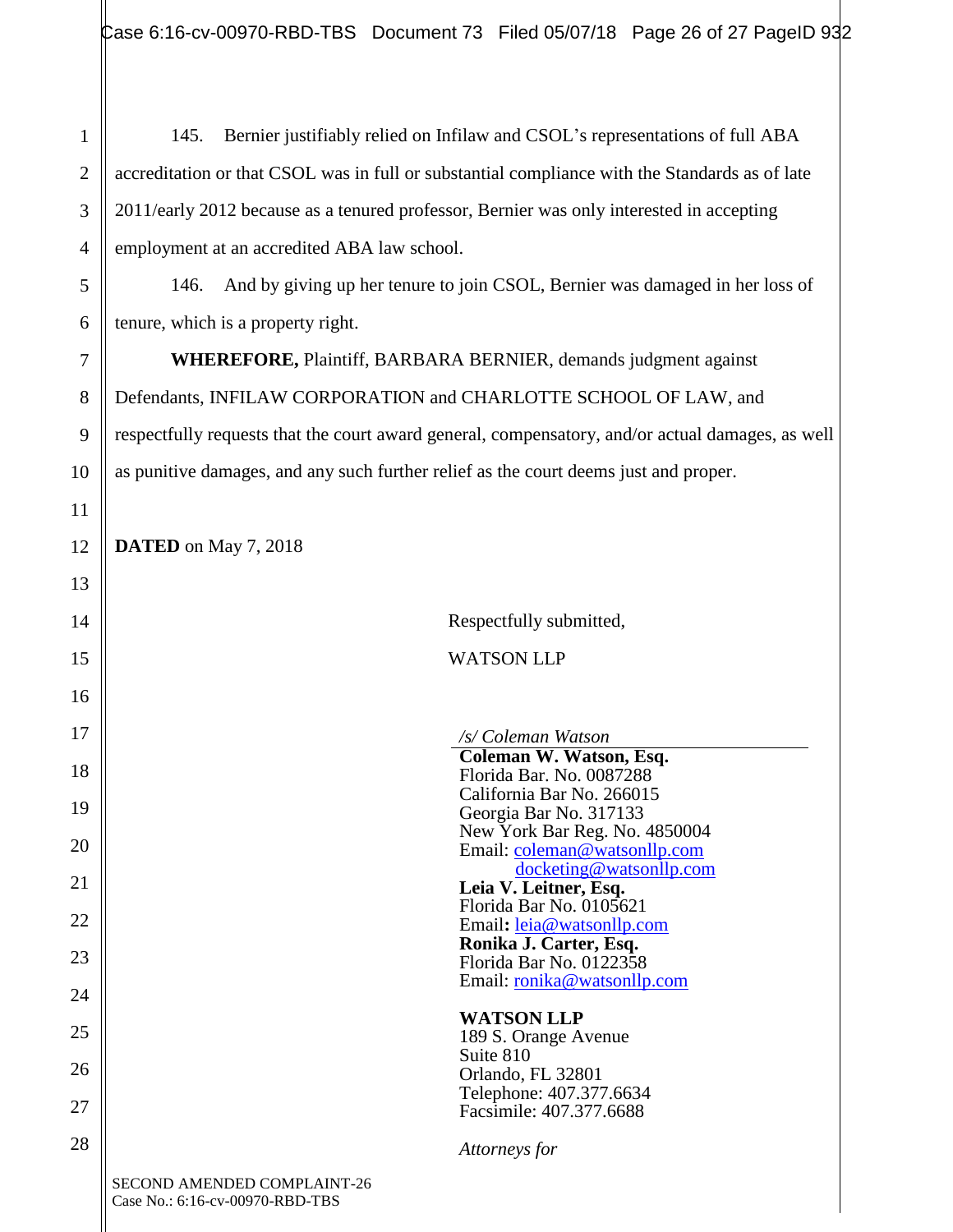145. Bernier justifiably relied on Infilaw and CSOL's representations of full ABA accreditation or that CSOL was in full or substantial compliance with the Standards as of late 2011/early 2012 because as a tenured professor, Bernier was only interested in accepting employment at an accredited ABA law school.

146. And by giving up her tenure to join CSOL, Bernier was damaged in her loss of tenure, which is a property right.

**WHEREFORE,** Plaintiff, BARBARA BERNIER, demands judgment against Defendants, INFILAW CORPORATION and CHARLOTTE SCHOOL OF LAW, and respectfully requests that the court award general, compensatory, and/or actual damages, as well as punitive damages, and any such further relief as the court deems just and proper.

**DATED** on May 7, 2018

Respectfully submitted,

WATSON LLP

*/s/ Coleman Watson*

**Coleman W. Watson, Esq.**
Florida Bar. No. 0087288
California Bar No. 266015
Georgia Bar No. 317133
New York Bar Reg. No. 4850004
Email: coleman@watsonllp.com
docketing@watsonllp.com

**Leia V. Leitner, Esq.**
Florida Bar No. 0105621
Email**:** leia@watsonllp.com

**Ronika J. Carter, Esq.**
Florida Bar No. 0122358
Email: ronika@watsonllp.com

**WATSON LLP**
189 S. Orange Avenue
Suite 810
Orlando, FL 32801
Telephone: 407.377.6634
Facsimile: 407.377.6688

*Attorneys for*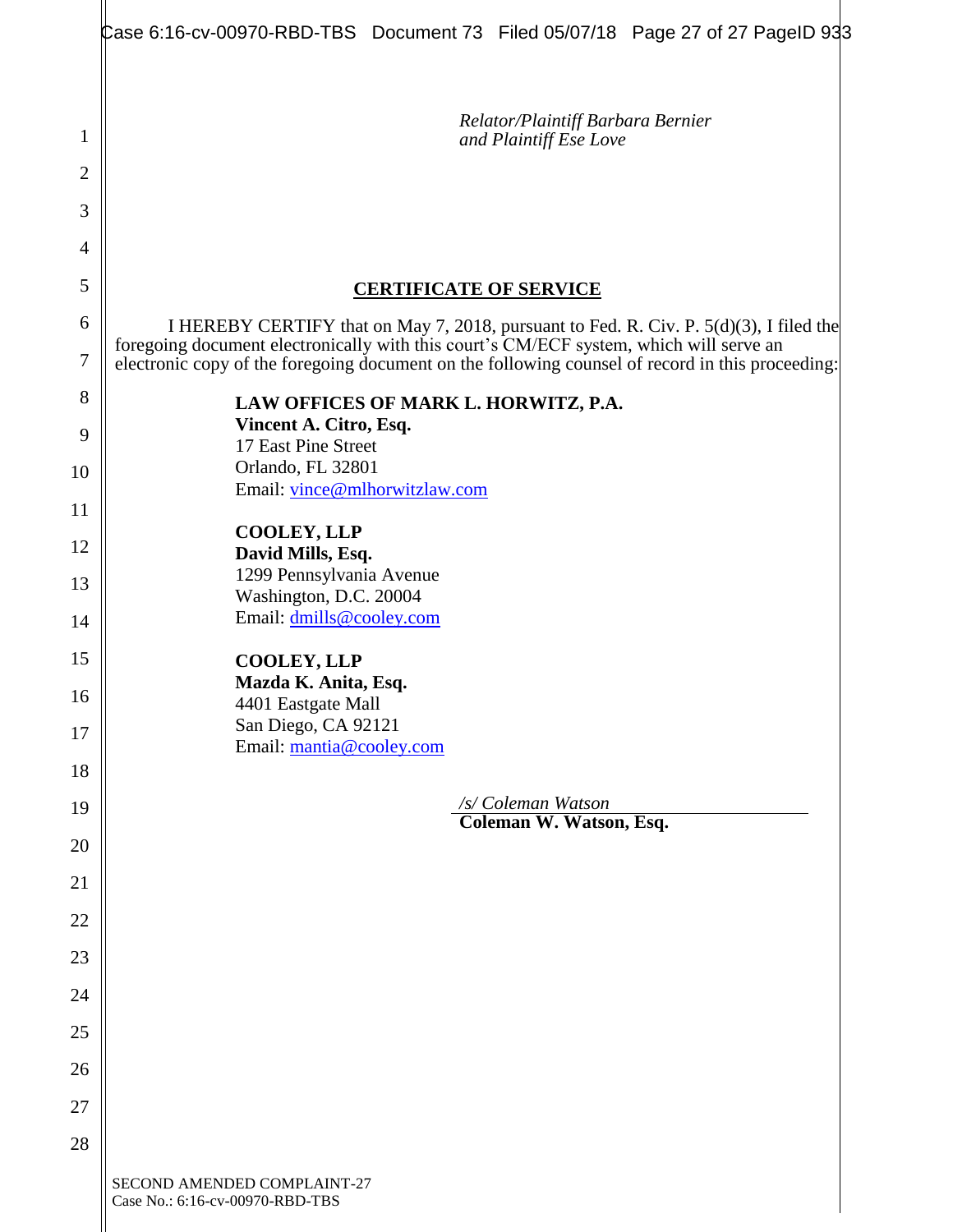*Relator/Plaintiff Barbara Bernier and Plaintiff Ese Love*

**CERTIFICATE OF SERVICE**

I HEREBY CERTIFY that on May 7, 2018, pursuant to Fed. R. Civ. P. 5(d)(3), I filed the foregoing document electronically with this court's CM/ECF system, which will serve an electronic copy of the foregoing document on the following counsel of record in this proceeding:

**LAW OFFICES OF MARK L. HORWITZ, P.A.**
**Vincent A. Citro, Esq.**
17 East Pine Street
Orlando, FL 32801
Email: vince@mlhorwitzlaw.com

**COOLEY, LLP**
**David Mills, Esq.**
1299 Pennsylvania Avenue
Washington, D.C. 20004
Email: dmills@cooley.com

**COOLEY, LLP**
**Mazda K. Anita, Esq.**
4401 Eastgate Mall
San Diego, CA 92121
Email: mantia@cooley.com

*/s/ Coleman Watson*
**Coleman W. Watson, Esq.**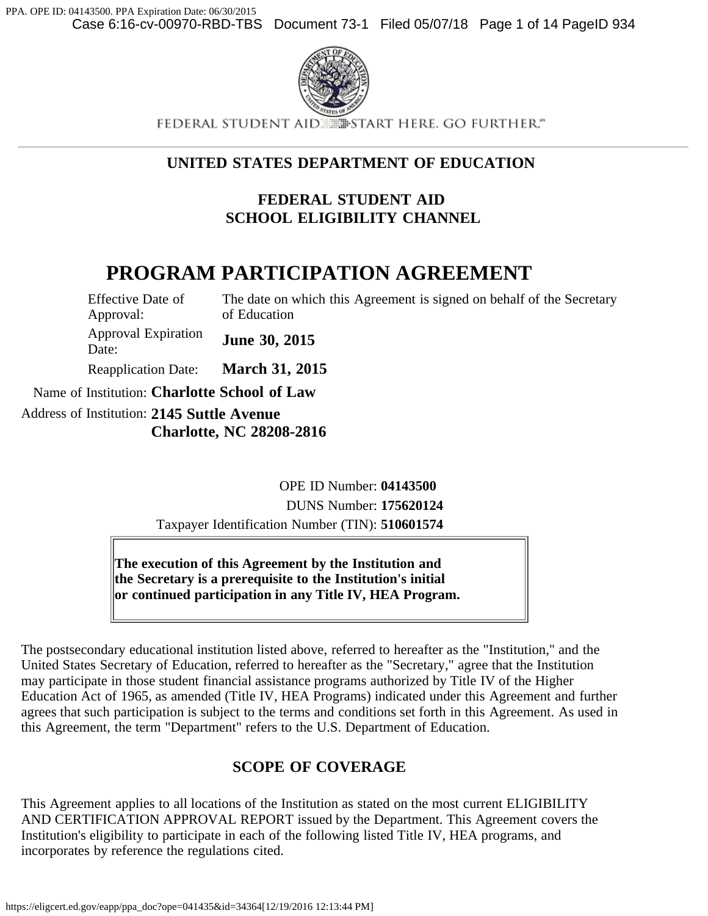FEDERAL STUDENT AID START HERE. GO FURTHER.℠

**UNITED STATES DEPARTMENT OF EDUCATION**

**FEDERAL STUDENT AID**
**SCHOOL ELIGIBILITY CHANNEL**

# PROGRAM PARTICIPATION AGREEMENT

| | |
|---|---|
| Effective Date of Approval: | The date on which this Agreement is signed on behalf of the Secretary of Education |
| Approval Expiration Date: | **June 30, 2015** |
| Reapplication Date: | **March 31, 2015** |

Name of Institution: **Charlotte School of Law**

Address of Institution: **2145 Suttle Avenue**
**Charlotte, NC 28208-2816**

OPE ID Number: **04143500**
DUNS Number: **175620124**
Taxpayer Identification Number (TIN): **510601574**

**The execution of this Agreement by the Institution and the Secretary is a prerequisite to the Institution's initial or continued participation in any Title IV, HEA Program.**

The postsecondary educational institution listed above, referred to hereafter as the "Institution," and the United States Secretary of Education, referred to hereafter as the "Secretary," agree that the Institution may participate in those student financial assistance programs authorized by Title IV of the Higher Education Act of 1965, as amended (Title IV, HEA Programs) indicated under this Agreement and further agrees that such participation is subject to the terms and conditions set forth in this Agreement. As used in this Agreement, the term "Department" refers to the U.S. Department of Education.

## SCOPE OF COVERAGE

This Agreement applies to all locations of the Institution as stated on the most current ELIGIBILITY AND CERTIFICATION APPROVAL REPORT issued by the Department. This Agreement covers the Institution's eligibility to participate in each of the following listed Title IV, HEA programs, and incorporates by reference the regulations cited.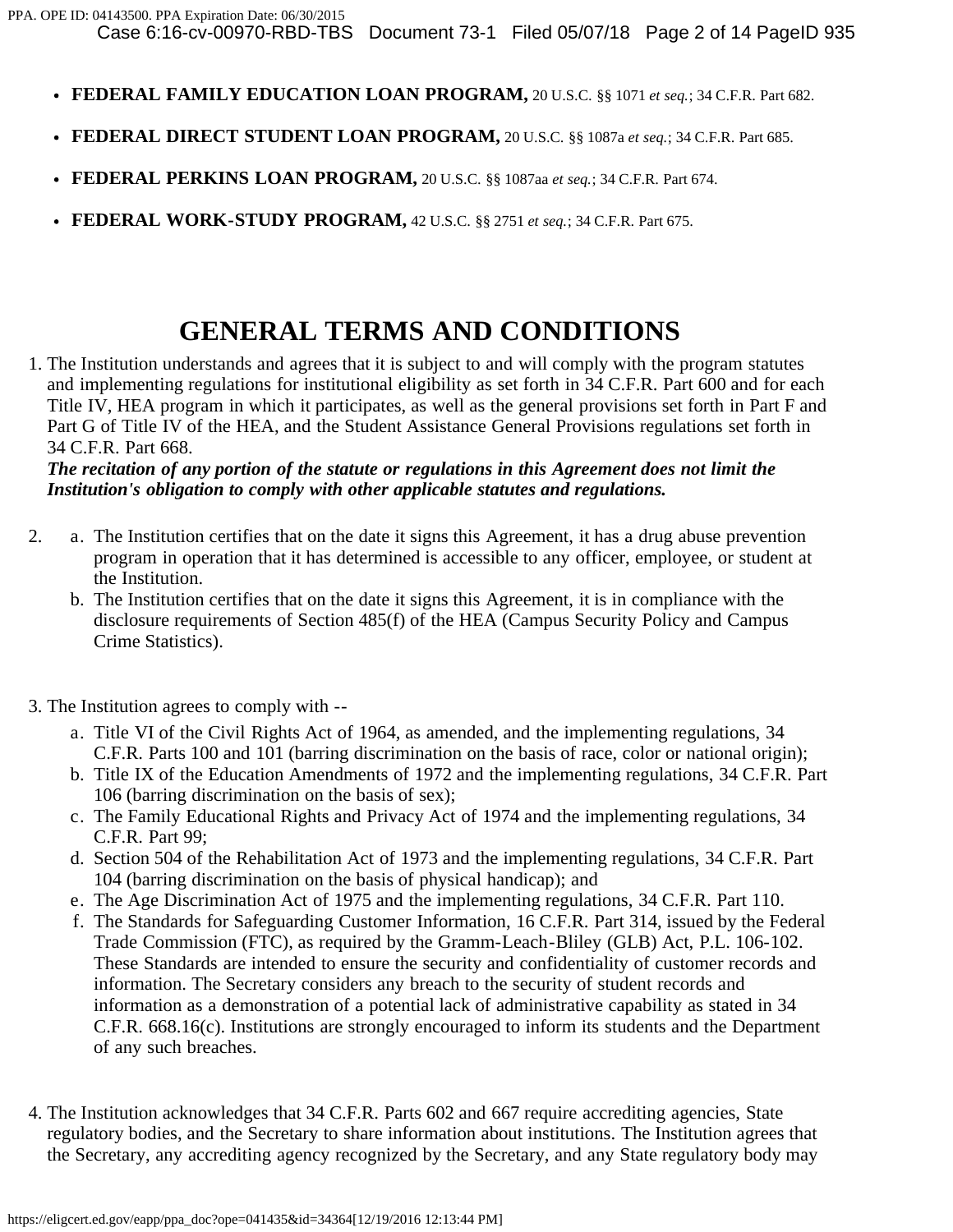- **FEDERAL FAMILY EDUCATION LOAN PROGRAM,** 20 U.S.C. §§ 1071 *et seq.*; 34 C.F.R. Part 682.
- **FEDERAL DIRECT STUDENT LOAN PROGRAM,** 20 U.S.C. §§ 1087a *et seq.*; 34 C.F.R. Part 685.
- **FEDERAL PERKINS LOAN PROGRAM,** 20 U.S.C. §§ 1087aa *et seq.*; 34 C.F.R. Part 674.
- **FEDERAL WORK-STUDY PROGRAM,** 42 U.S.C. §§ 2751 *et seq.*; 34 C.F.R. Part 675.

# GENERAL TERMS AND CONDITIONS

1. The Institution understands and agrees that it is subject to and will comply with the program statutes and implementing regulations for institutional eligibility as set forth in 34 C.F.R. Part 600 and for each Title IV, HEA program in which it participates, as well as the general provisions set forth in Part F and Part G of Title IV of the HEA, and the Student Assistance General Provisions regulations set forth in 34 C.F.R. Part 668.
   ***The recitation of any portion of the statute or regulations in this Agreement does not limit the Institution's obligation to comply with other applicable statutes and regulations.***

2. a. The Institution certifies that on the date it signs this Agreement, it has a drug abuse prevention program in operation that it has determined is accessible to any officer, employee, or student at the Institution.
   b. The Institution certifies that on the date it signs this Agreement, it is in compliance with the disclosure requirements of Section 485(f) of the HEA (Campus Security Policy and Campus Crime Statistics).

3. The Institution agrees to comply with --
   a. Title VI of the Civil Rights Act of 1964, as amended, and the implementing regulations, 34 C.F.R. Parts 100 and 101 (barring discrimination on the basis of race, color or national origin);
   b. Title IX of the Education Amendments of 1972 and the implementing regulations, 34 C.F.R. Part 106 (barring discrimination on the basis of sex);
   c. The Family Educational Rights and Privacy Act of 1974 and the implementing regulations, 34 C.F.R. Part 99;
   d. Section 504 of the Rehabilitation Act of 1973 and the implementing regulations, 34 C.F.R. Part 104 (barring discrimination on the basis of physical handicap); and
   e. The Age Discrimination Act of 1975 and the implementing regulations, 34 C.F.R. Part 110.
   f. The Standards for Safeguarding Customer Information, 16 C.F.R. Part 314, issued by the Federal Trade Commission (FTC), as required by the Gramm-Leach-Bliley (GLB) Act, P.L. 106-102. These Standards are intended to ensure the security and confidentiality of customer records and information. The Secretary considers any breach to the security of student records and information as a demonstration of a potential lack of administrative capability as stated in 34 C.F.R. 668.16(c). Institutions are strongly encouraged to inform its students and the Department of any such breaches.

4. The Institution acknowledges that 34 C.F.R. Parts 602 and 667 require accrediting agencies, State regulatory bodies, and the Secretary to share information about institutions. The Institution agrees that the Secretary, any accrediting agency recognized by the Secretary, and any State regulatory body may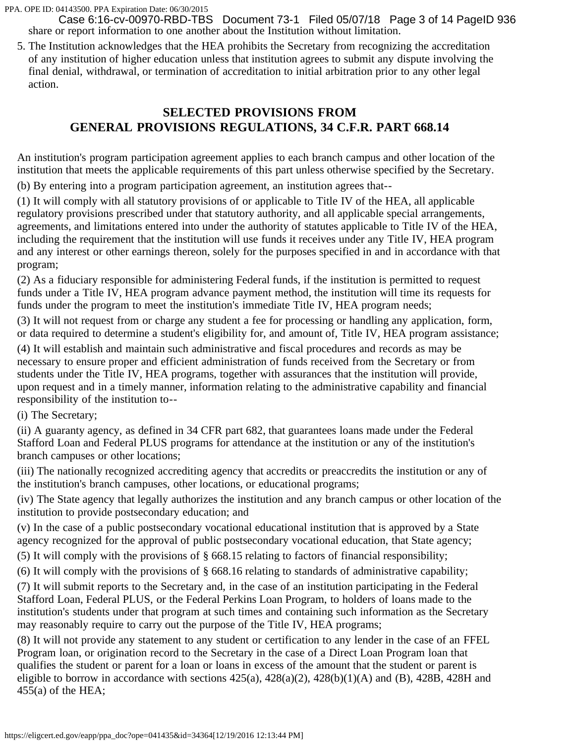share or report information to one another about the Institution without limitation.

5. The Institution acknowledges that the HEA prohibits the Secretary from recognizing the accreditation of any institution of higher education unless that institution agrees to submit any dispute involving the final denial, withdrawal, or termination of accreditation to initial arbitration prior to any other legal action.

## SELECTED PROVISIONS FROM GENERAL PROVISIONS REGULATIONS, 34 C.F.R. PART 668.14

An institution's program participation agreement applies to each branch campus and other location of the institution that meets the applicable requirements of this part unless otherwise specified by the Secretary.

(b) By entering into a program participation agreement, an institution agrees that--

(1) It will comply with all statutory provisions of or applicable to Title IV of the HEA, all applicable regulatory provisions prescribed under that statutory authority, and all applicable special arrangements, agreements, and limitations entered into under the authority of statutes applicable to Title IV of the HEA, including the requirement that the institution will use funds it receives under any Title IV, HEA program and any interest or other earnings thereon, solely for the purposes specified in and in accordance with that program;

(2) As a fiduciary responsible for administering Federal funds, if the institution is permitted to request funds under a Title IV, HEA program advance payment method, the institution will time its requests for funds under the program to meet the institution's immediate Title IV, HEA program needs;

(3) It will not request from or charge any student a fee for processing or handling any application, form, or data required to determine a student's eligibility for, and amount of, Title IV, HEA program assistance;

(4) It will establish and maintain such administrative and fiscal procedures and records as may be necessary to ensure proper and efficient administration of funds received from the Secretary or from students under the Title IV, HEA programs, together with assurances that the institution will provide, upon request and in a timely manner, information relating to the administrative capability and financial responsibility of the institution to--

(i) The Secretary;

(ii) A guaranty agency, as defined in 34 CFR part 682, that guarantees loans made under the Federal Stafford Loan and Federal PLUS programs for attendance at the institution or any of the institution's branch campuses or other locations;

(iii) The nationally recognized accrediting agency that accredits or preaccredits the institution or any of the institution's branch campuses, other locations, or educational programs;

(iv) The State agency that legally authorizes the institution and any branch campus or other location of the institution to provide postsecondary education; and

(v) In the case of a public postsecondary vocational educational institution that is approved by a State agency recognized for the approval of public postsecondary vocational education, that State agency;

(5) It will comply with the provisions of § 668.15 relating to factors of financial responsibility;

(6) It will comply with the provisions of § 668.16 relating to standards of administrative capability;

(7) It will submit reports to the Secretary and, in the case of an institution participating in the Federal Stafford Loan, Federal PLUS, or the Federal Perkins Loan Program, to holders of loans made to the institution's students under that program at such times and containing such information as the Secretary may reasonably require to carry out the purpose of the Title IV, HEA programs;

(8) It will not provide any statement to any student or certification to any lender in the case of an FFEL Program loan, or origination record to the Secretary in the case of a Direct Loan Program loan that qualifies the student or parent for a loan or loans in excess of the amount that the student or parent is eligible to borrow in accordance with sections 425(a), 428(a)(2), 428(b)(1)(A) and (B), 428B, 428H and 455(a) of the HEA;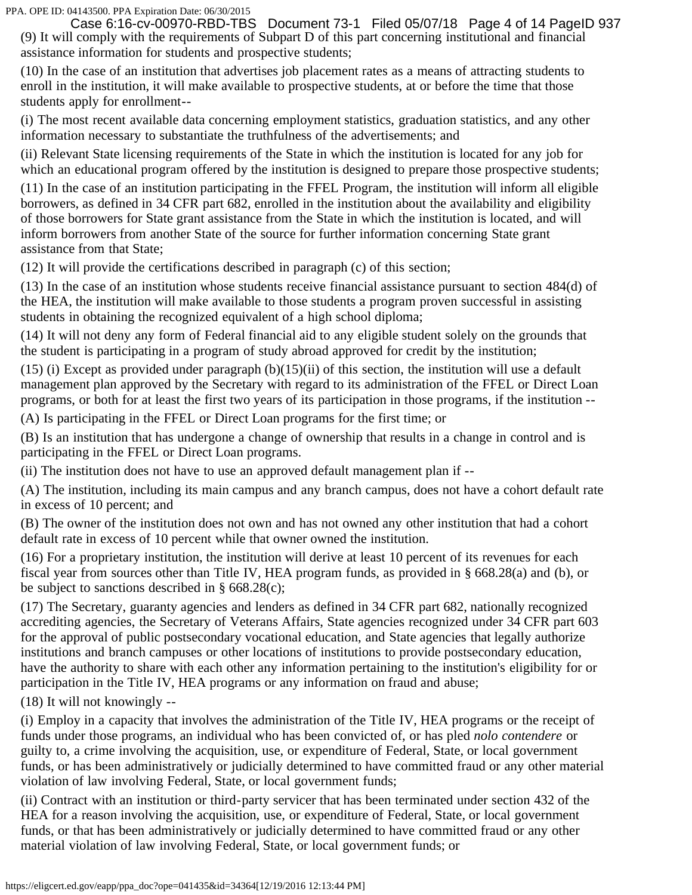(9) It will comply with the requirements of Subpart D of this part concerning institutional and financial assistance information for students and prospective students;

(10) In the case of an institution that advertises job placement rates as a means of attracting students to enroll in the institution, it will make available to prospective students, at or before the time that those students apply for enrollment--

(i) The most recent available data concerning employment statistics, graduation statistics, and any other information necessary to substantiate the truthfulness of the advertisements; and

(ii) Relevant State licensing requirements of the State in which the institution is located for any job for which an educational program offered by the institution is designed to prepare those prospective students;

(11) In the case of an institution participating in the FFEL Program, the institution will inform all eligible borrowers, as defined in 34 CFR part 682, enrolled in the institution about the availability and eligibility of those borrowers for State grant assistance from the State in which the institution is located, and will inform borrowers from another State of the source for further information concerning State grant assistance from that State;

(12) It will provide the certifications described in paragraph (c) of this section;

(13) In the case of an institution whose students receive financial assistance pursuant to section 484(d) of the HEA, the institution will make available to those students a program proven successful in assisting students in obtaining the recognized equivalent of a high school diploma;

(14) It will not deny any form of Federal financial aid to any eligible student solely on the grounds that the student is participating in a program of study abroad approved for credit by the institution;

(15) (i) Except as provided under paragraph (b)(15)(ii) of this section, the institution will use a default management plan approved by the Secretary with regard to its administration of the FFEL or Direct Loan programs, or both for at least the first two years of its participation in those programs, if the institution --

(A) Is participating in the FFEL or Direct Loan programs for the first time; or

(B) Is an institution that has undergone a change of ownership that results in a change in control and is participating in the FFEL or Direct Loan programs.

(ii) The institution does not have to use an approved default management plan if --

(A) The institution, including its main campus and any branch campus, does not have a cohort default rate in excess of 10 percent; and

(B) The owner of the institution does not own and has not owned any other institution that had a cohort default rate in excess of 10 percent while that owner owned the institution.

(16) For a proprietary institution, the institution will derive at least 10 percent of its revenues for each fiscal year from sources other than Title IV, HEA program funds, as provided in § 668.28(a) and (b), or be subject to sanctions described in § 668.28(c);

(17) The Secretary, guaranty agencies and lenders as defined in 34 CFR part 682, nationally recognized accrediting agencies, the Secretary of Veterans Affairs, State agencies recognized under 34 CFR part 603 for the approval of public postsecondary vocational education, and State agencies that legally authorize institutions and branch campuses or other locations of institutions to provide postsecondary education, have the authority to share with each other any information pertaining to the institution's eligibility for or participation in the Title IV, HEA programs or any information on fraud and abuse;

(18) It will not knowingly --

(i) Employ in a capacity that involves the administration of the Title IV, HEA programs or the receipt of funds under those programs, an individual who has been convicted of, or has pled *nolo contendere* or guilty to, a crime involving the acquisition, use, or expenditure of Federal, State, or local government funds, or has been administratively or judicially determined to have committed fraud or any other material violation of law involving Federal, State, or local government funds;

(ii) Contract with an institution or third-party servicer that has been terminated under section 432 of the HEA for a reason involving the acquisition, use, or expenditure of Federal, State, or local government funds, or that has been administratively or judicially determined to have committed fraud or any other material violation of law involving Federal, State, or local government funds; or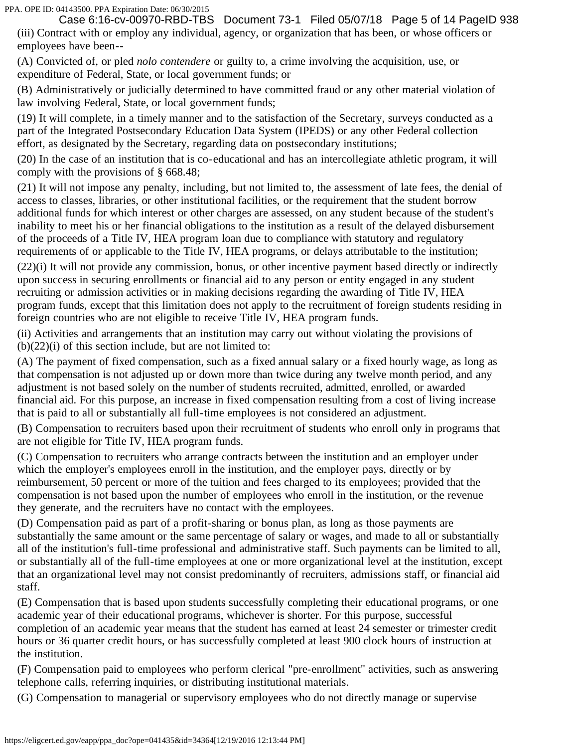(iii) Contract with or employ any individual, agency, or organization that has been, or whose officers or employees have been--

(A) Convicted of, or pled *nolo contendere* or guilty to, a crime involving the acquisition, use, or expenditure of Federal, State, or local government funds; or

(B) Administratively or judicially determined to have committed fraud or any other material violation of law involving Federal, State, or local government funds;

(19) It will complete, in a timely manner and to the satisfaction of the Secretary, surveys conducted as a part of the Integrated Postsecondary Education Data System (IPEDS) or any other Federal collection effort, as designated by the Secretary, regarding data on postsecondary institutions;

(20) In the case of an institution that is co-educational and has an intercollegiate athletic program, it will comply with the provisions of § 668.48;

(21) It will not impose any penalty, including, but not limited to, the assessment of late fees, the denial of access to classes, libraries, or other institutional facilities, or the requirement that the student borrow additional funds for which interest or other charges are assessed, on any student because of the student's inability to meet his or her financial obligations to the institution as a result of the delayed disbursement of the proceeds of a Title IV, HEA program loan due to compliance with statutory and regulatory requirements of or applicable to the Title IV, HEA programs, or delays attributable to the institution;

(22)(i) It will not provide any commission, bonus, or other incentive payment based directly or indirectly upon success in securing enrollments or financial aid to any person or entity engaged in any student recruiting or admission activities or in making decisions regarding the awarding of Title IV, HEA program funds, except that this limitation does not apply to the recruitment of foreign students residing in foreign countries who are not eligible to receive Title IV, HEA program funds.

(ii) Activities and arrangements that an institution may carry out without violating the provisions of (b)(22)(i) of this section include, but are not limited to:

(A) The payment of fixed compensation, such as a fixed annual salary or a fixed hourly wage, as long as that compensation is not adjusted up or down more than twice during any twelve month period, and any adjustment is not based solely on the number of students recruited, admitted, enrolled, or awarded financial aid. For this purpose, an increase in fixed compensation resulting from a cost of living increase that is paid to all or substantially all full-time employees is not considered an adjustment.

(B) Compensation to recruiters based upon their recruitment of students who enroll only in programs that are not eligible for Title IV, HEA program funds.

(C) Compensation to recruiters who arrange contracts between the institution and an employer under which the employer's employees enroll in the institution, and the employer pays, directly or by reimbursement, 50 percent or more of the tuition and fees charged to its employees; provided that the compensation is not based upon the number of employees who enroll in the institution, or the revenue they generate, and the recruiters have no contact with the employees.

(D) Compensation paid as part of a profit-sharing or bonus plan, as long as those payments are substantially the same amount or the same percentage of salary or wages, and made to all or substantially all of the institution's full-time professional and administrative staff. Such payments can be limited to all, or substantially all of the full-time employees at one or more organizational level at the institution, except that an organizational level may not consist predominantly of recruiters, admissions staff, or financial aid staff.

(E) Compensation that is based upon students successfully completing their educational programs, or one academic year of their educational programs, whichever is shorter. For this purpose, successful completion of an academic year means that the student has earned at least 24 semester or trimester credit hours or 36 quarter credit hours, or has successfully completed at least 900 clock hours of instruction at the institution.

(F) Compensation paid to employees who perform clerical "pre-enrollment" activities, such as answering telephone calls, referring inquiries, or distributing institutional materials.

(G) Compensation to managerial or supervisory employees who do not directly manage or supervise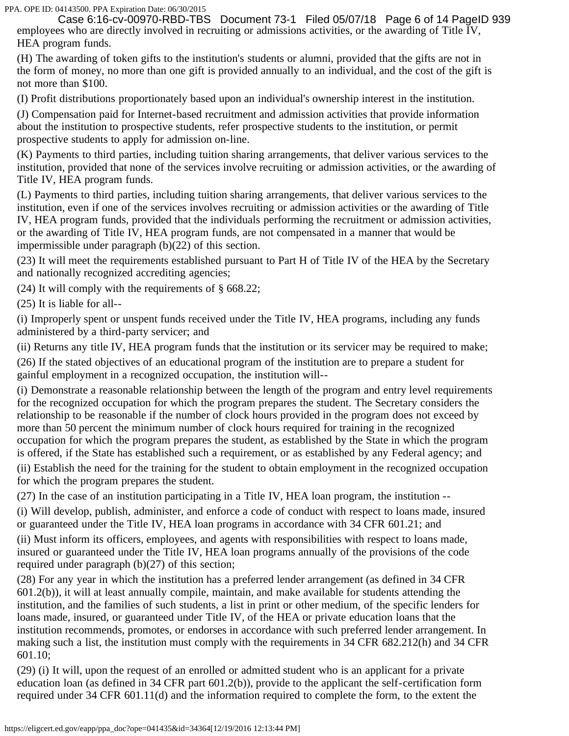employees who are directly involved in recruiting or admissions activities, or the awarding of Title IV, HEA program funds.

(H) The awarding of token gifts to the institution's students or alumni, provided that the gifts are not in the form of money, no more than one gift is provided annually to an individual, and the cost of the gift is not more than $100.

(I) Profit distributions proportionately based upon an individual's ownership interest in the institution.

(J) Compensation paid for Internet-based recruitment and admission activities that provide information about the institution to prospective students, refer prospective students to the institution, or permit prospective students to apply for admission on-line.

(K) Payments to third parties, including tuition sharing arrangements, that deliver various services to the institution, provided that none of the services involve recruiting or admission activities, or the awarding of Title IV, HEA program funds.

(L) Payments to third parties, including tuition sharing arrangements, that deliver various services to the institution, even if one of the services involves recruiting or admission activities or the awarding of Title IV, HEA program funds, provided that the individuals performing the recruitment or admission activities, or the awarding of Title IV, HEA program funds, are not compensated in a manner that would be impermissible under paragraph (b)(22) of this section.

(23) It will meet the requirements established pursuant to Part H of Title IV of the HEA by the Secretary and nationally recognized accrediting agencies;

(24) It will comply with the requirements of § 668.22;

(25) It is liable for all--

(i) Improperly spent or unspent funds received under the Title IV, HEA programs, including any funds administered by a third-party servicer; and

(ii) Returns any title IV, HEA program funds that the institution or its servicer may be required to make;

(26) If the stated objectives of an educational program of the institution are to prepare a student for gainful employment in a recognized occupation, the institution will--

(i) Demonstrate a reasonable relationship between the length of the program and entry level requirements for the recognized occupation for which the program prepares the student. The Secretary considers the relationship to be reasonable if the number of clock hours provided in the program does not exceed by more than 50 percent the minimum number of clock hours required for training in the recognized occupation for which the program prepares the student, as established by the State in which the program is offered, if the State has established such a requirement, or as established by any Federal agency; and

(ii) Establish the need for the training for the student to obtain employment in the recognized occupation for which the program prepares the student.

(27) In the case of an institution participating in a Title IV, HEA loan program, the institution --

(i) Will develop, publish, administer, and enforce a code of conduct with respect to loans made, insured or guaranteed under the Title IV, HEA loan programs in accordance with 34 CFR 601.21; and

(ii) Must inform its officers, employees, and agents with responsibilities with respect to loans made, insured or guaranteed under the Title IV, HEA loan programs annually of the provisions of the code required under paragraph (b)(27) of this section;

(28) For any year in which the institution has a preferred lender arrangement (as defined in 34 CFR 601.2(b)), it will at least annually compile, maintain, and make available for students attending the institution, and the families of such students, a list in print or other medium, of the specific lenders for loans made, insured, or guaranteed under Title IV, of the HEA or private education loans that the institution recommends, promotes, or endorses in accordance with such preferred lender arrangement. In making such a list, the institution must comply with the requirements in 34 CFR 682.212(h) and 34 CFR 601.10;

(29) (i) It will, upon the request of an enrolled or admitted student who is an applicant for a private education loan (as defined in 34 CFR part 601.2(b)), provide to the applicant the self-certification form required under 34 CFR 601.11(d) and the information required to complete the form, to the extent the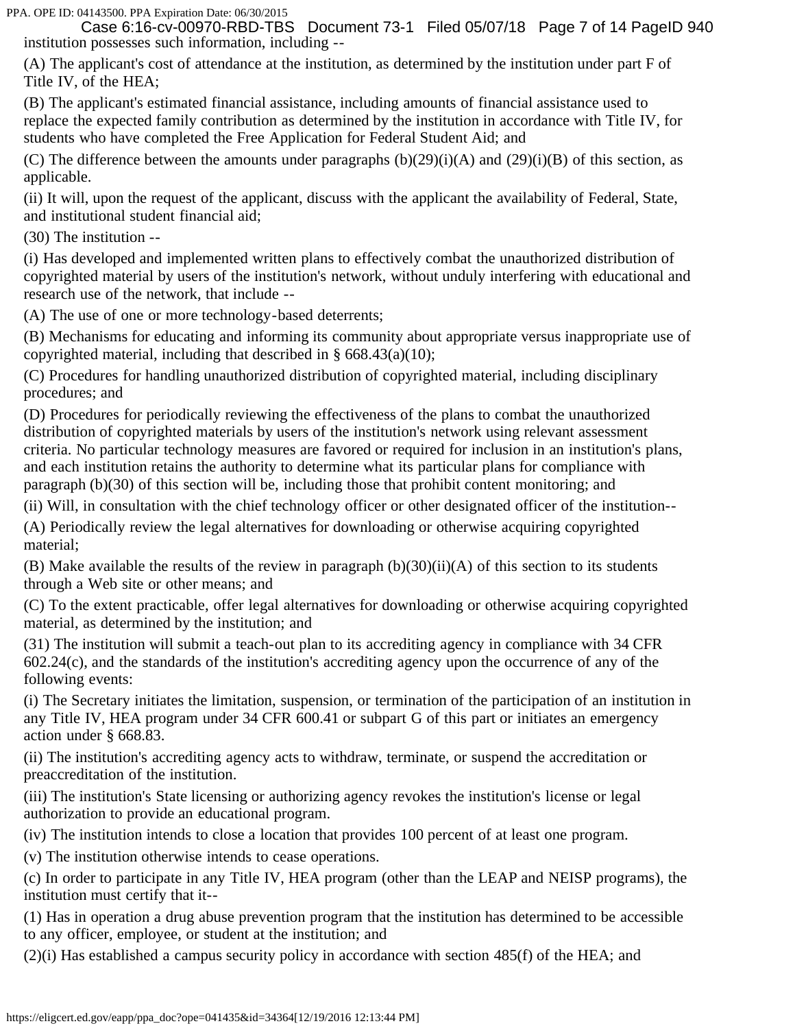institution possesses such information, including --

(A) The applicant's cost of attendance at the institution, as determined by the institution under part F of Title IV, of the HEA;

(B) The applicant's estimated financial assistance, including amounts of financial assistance used to replace the expected family contribution as determined by the institution in accordance with Title IV, for students who have completed the Free Application for Federal Student Aid; and

(C) The difference between the amounts under paragraphs (b)(29)(i)(A) and (29)(i)(B) of this section, as applicable.

(ii) It will, upon the request of the applicant, discuss with the applicant the availability of Federal, State, and institutional student financial aid;

(30) The institution --

(i) Has developed and implemented written plans to effectively combat the unauthorized distribution of copyrighted material by users of the institution's network, without unduly interfering with educational and research use of the network, that include --

(A) The use of one or more technology-based deterrents;

(B) Mechanisms for educating and informing its community about appropriate versus inappropriate use of copyrighted material, including that described in § 668.43(a)(10);

(C) Procedures for handling unauthorized distribution of copyrighted material, including disciplinary procedures; and

(D) Procedures for periodically reviewing the effectiveness of the plans to combat the unauthorized distribution of copyrighted materials by users of the institution's network using relevant assessment criteria. No particular technology measures are favored or required for inclusion in an institution's plans, and each institution retains the authority to determine what its particular plans for compliance with paragraph (b)(30) of this section will be, including those that prohibit content monitoring; and

(ii) Will, in consultation with the chief technology officer or other designated officer of the institution--

(A) Periodically review the legal alternatives for downloading or otherwise acquiring copyrighted material;

(B) Make available the results of the review in paragraph (b)(30)(ii)(A) of this section to its students through a Web site or other means; and

(C) To the extent practicable, offer legal alternatives for downloading or otherwise acquiring copyrighted material, as determined by the institution; and

(31) The institution will submit a teach-out plan to its accrediting agency in compliance with 34 CFR 602.24(c), and the standards of the institution's accrediting agency upon the occurrence of any of the following events:

(i) The Secretary initiates the limitation, suspension, or termination of the participation of an institution in any Title IV, HEA program under 34 CFR 600.41 or subpart G of this part or initiates an emergency action under § 668.83.

(ii) The institution's accrediting agency acts to withdraw, terminate, or suspend the accreditation or preaccreditation of the institution.

(iii) The institution's State licensing or authorizing agency revokes the institution's license or legal authorization to provide an educational program.

(iv) The institution intends to close a location that provides 100 percent of at least one program.

(v) The institution otherwise intends to cease operations.

(c) In order to participate in any Title IV, HEA program (other than the LEAP and NEISP programs), the institution must certify that it--

(1) Has in operation a drug abuse prevention program that the institution has determined to be accessible to any officer, employee, or student at the institution; and

(2)(i) Has established a campus security policy in accordance with section 485(f) of the HEA; and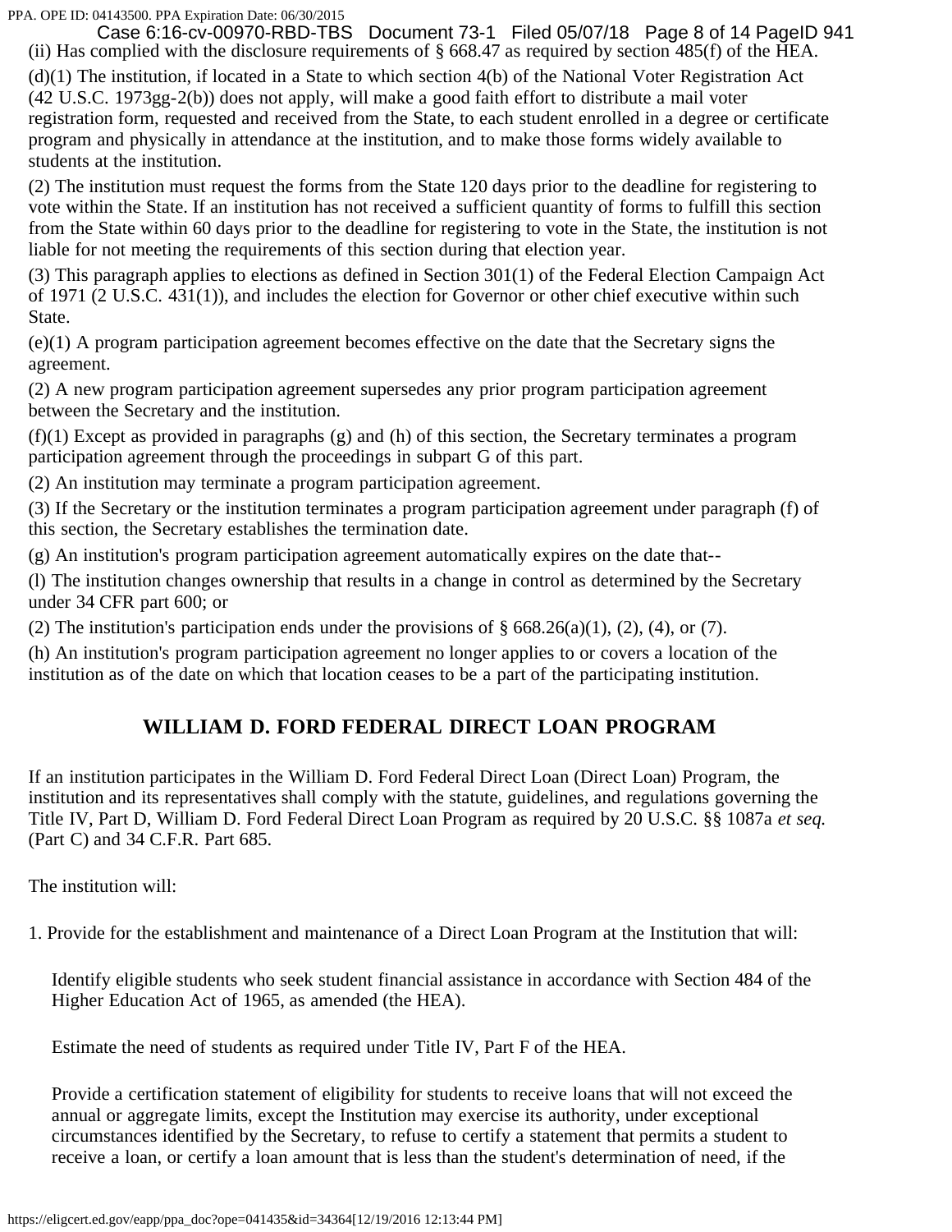(ii) Has complied with the disclosure requirements of § 668.47 as required by section 485(f) of the HEA.

(d)(1) The institution, if located in a State to which section 4(b) of the National Voter Registration Act (42 U.S.C. 1973gg-2(b)) does not apply, will make a good faith effort to distribute a mail voter registration form, requested and received from the State, to each student enrolled in a degree or certificate program and physically in attendance at the institution, and to make those forms widely available to students at the institution.

(2) The institution must request the forms from the State 120 days prior to the deadline for registering to vote within the State. If an institution has not received a sufficient quantity of forms to fulfill this section from the State within 60 days prior to the deadline for registering to vote in the State, the institution is not liable for not meeting the requirements of this section during that election year.

(3) This paragraph applies to elections as defined in Section 301(1) of the Federal Election Campaign Act of 1971 (2 U.S.C. 431(1)), and includes the election for Governor or other chief executive within such State.

(e)(1) A program participation agreement becomes effective on the date that the Secretary signs the agreement.

(2) A new program participation agreement supersedes any prior program participation agreement between the Secretary and the institution.

(f)(1) Except as provided in paragraphs (g) and (h) of this section, the Secretary terminates a program participation agreement through the proceedings in subpart G of this part.

(2) An institution may terminate a program participation agreement.

(3) If the Secretary or the institution terminates a program participation agreement under paragraph (f) of this section, the Secretary establishes the termination date.

(g) An institution's program participation agreement automatically expires on the date that--

(l) The institution changes ownership that results in a change in control as determined by the Secretary under 34 CFR part 600; or

(2) The institution's participation ends under the provisions of § 668.26(a)(1), (2), (4), or (7).

(h) An institution's program participation agreement no longer applies to or covers a location of the institution as of the date on which that location ceases to be a part of the participating institution.

## WILLIAM D. FORD FEDERAL DIRECT LOAN PROGRAM

If an institution participates in the William D. Ford Federal Direct Loan (Direct Loan) Program, the institution and its representatives shall comply with the statute, guidelines, and regulations governing the Title IV, Part D, William D. Ford Federal Direct Loan Program as required by 20 U.S.C. §§ 1087a *et seq.* (Part C) and 34 C.F.R. Part 685.

The institution will:

1. Provide for the establishment and maintenance of a Direct Loan Program at the Institution that will:

   Identify eligible students who seek student financial assistance in accordance with Section 484 of the Higher Education Act of 1965, as amended (the HEA).

   Estimate the need of students as required under Title IV, Part F of the HEA.

   Provide a certification statement of eligibility for students to receive loans that will not exceed the annual or aggregate limits, except the Institution may exercise its authority, under exceptional circumstances identified by the Secretary, to refuse to certify a statement that permits a student to receive a loan, or certify a loan amount that is less than the student's determination of need, if the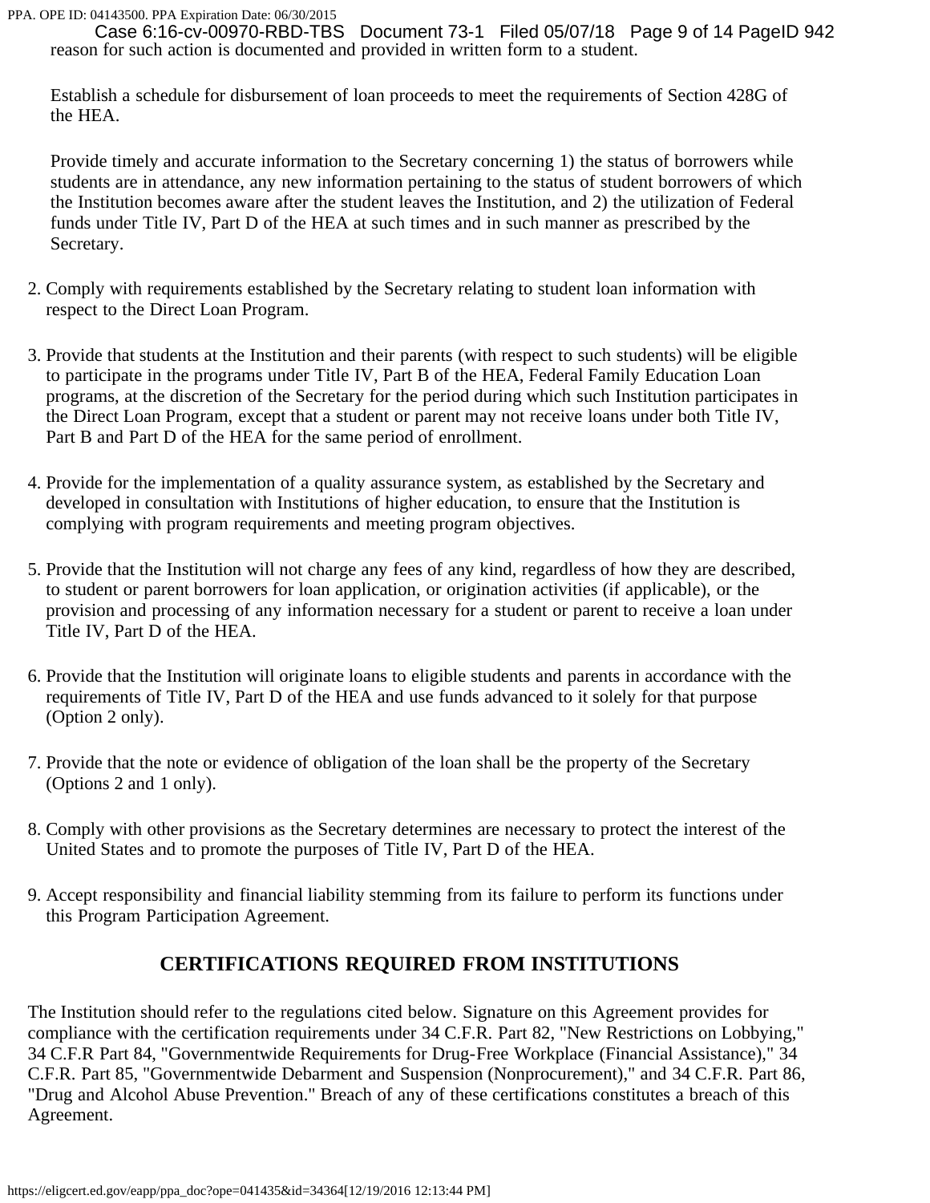reason for such action is documented and provided in written form to a student.

Establish a schedule for disbursement of loan proceeds to meet the requirements of Section 428G of the HEA.

Provide timely and accurate information to the Secretary concerning 1) the status of borrowers while students are in attendance, any new information pertaining to the status of student borrowers of which the Institution becomes aware after the student leaves the Institution, and 2) the utilization of Federal funds under Title IV, Part D of the HEA at such times and in such manner as prescribed by the Secretary.

2. Comply with requirements established by the Secretary relating to student loan information with respect to the Direct Loan Program.

3. Provide that students at the Institution and their parents (with respect to such students) will be eligible to participate in the programs under Title IV, Part B of the HEA, Federal Family Education Loan programs, at the discretion of the Secretary for the period during which such Institution participates in the Direct Loan Program, except that a student or parent may not receive loans under both Title IV, Part B and Part D of the HEA for the same period of enrollment.

4. Provide for the implementation of a quality assurance system, as established by the Secretary and developed in consultation with Institutions of higher education, to ensure that the Institution is complying with program requirements and meeting program objectives.

5. Provide that the Institution will not charge any fees of any kind, regardless of how they are described, to student or parent borrowers for loan application, or origination activities (if applicable), or the provision and processing of any information necessary for a student or parent to receive a loan under Title IV, Part D of the HEA.

6. Provide that the Institution will originate loans to eligible students and parents in accordance with the requirements of Title IV, Part D of the HEA and use funds advanced to it solely for that purpose (Option 2 only).

7. Provide that the note or evidence of obligation of the loan shall be the property of the Secretary (Options 2 and 1 only).

8. Comply with other provisions as the Secretary determines are necessary to protect the interest of the United States and to promote the purposes of Title IV, Part D of the HEA.

9. Accept responsibility and financial liability stemming from its failure to perform its functions under this Program Participation Agreement.

## CERTIFICATIONS REQUIRED FROM INSTITUTIONS

The Institution should refer to the regulations cited below. Signature on this Agreement provides for compliance with the certification requirements under 34 C.F.R. Part 82, "New Restrictions on Lobbying," 34 C.F.R Part 84, "Governmentwide Requirements for Drug-Free Workplace (Financial Assistance)," 34 C.F.R. Part 85, "Governmentwide Debarment and Suspension (Nonprocurement)," and 34 C.F.R. Part 86, "Drug and Alcohol Abuse Prevention." Breach of any of these certifications constitutes a breach of this Agreement.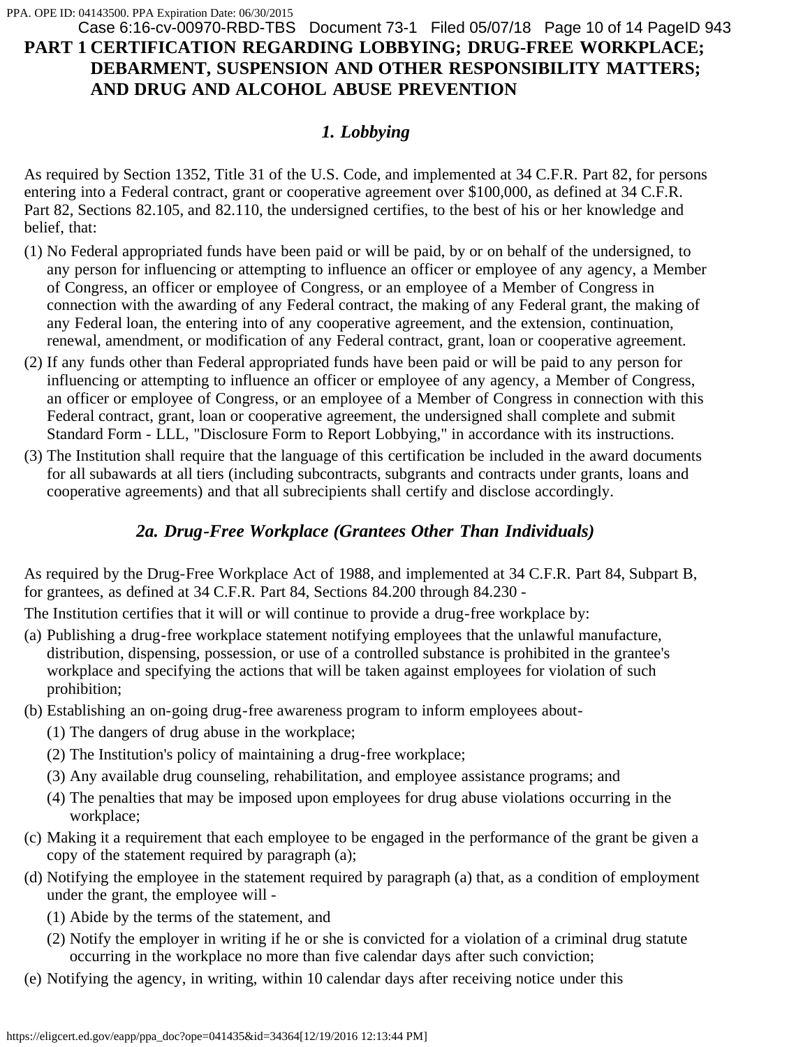# PART 1 CERTIFICATION REGARDING LOBBYING; DRUG-FREE WORKPLACE; DEBARMENT, SUSPENSION AND OTHER RESPONSIBILITY MATTERS; AND DRUG AND ALCOHOL ABUSE PREVENTION

### *1. Lobbying*

As required by Section 1352, Title 31 of the U.S. Code, and implemented at 34 C.F.R. Part 82, for persons entering into a Federal contract, grant or cooperative agreement over $100,000, as defined at 34 C.F.R. Part 82, Sections 82.105, and 82.110, the undersigned certifies, to the best of his or her knowledge and belief, that:

(1) No Federal appropriated funds have been paid or will be paid, by or on behalf of the undersigned, to any person for influencing or attempting to influence an officer or employee of any agency, a Member of Congress, an officer or employee of Congress, or an employee of a Member of Congress in connection with the awarding of any Federal contract, the making of any Federal grant, the making of any Federal loan, the entering into of any cooperative agreement, and the extension, continuation, renewal, amendment, or modification of any Federal contract, grant, loan or cooperative agreement.

(2) If any funds other than Federal appropriated funds have been paid or will be paid to any person for influencing or attempting to influence an officer or employee of any agency, a Member of Congress, an officer or employee of Congress, or an employee of a Member of Congress in connection with this Federal contract, grant, loan or cooperative agreement, the undersigned shall complete and submit Standard Form - LLL, "Disclosure Form to Report Lobbying," in accordance with its instructions.

(3) The Institution shall require that the language of this certification be included in the award documents for all subawards at all tiers (including subcontracts, subgrants and contracts under grants, loans and cooperative agreements) and that all subrecipients shall certify and disclose accordingly.

### *2a. Drug-Free Workplace (Grantees Other Than Individuals)*

As required by the Drug-Free Workplace Act of 1988, and implemented at 34 C.F.R. Part 84, Subpart B, for grantees, as defined at 34 C.F.R. Part 84, Sections 84.200 through 84.230 -

The Institution certifies that it will or will continue to provide a drug-free workplace by:

(a) Publishing a drug-free workplace statement notifying employees that the unlawful manufacture, distribution, dispensing, possession, or use of a controlled substance is prohibited in the grantee's workplace and specifying the actions that will be taken against employees for violation of such prohibition;

(b) Establishing an on-going drug-free awareness program to inform employees about-

  (1) The dangers of drug abuse in the workplace;

  (2) The Institution's policy of maintaining a drug-free workplace;

  (3) Any available drug counseling, rehabilitation, and employee assistance programs; and

  (4) The penalties that may be imposed upon employees for drug abuse violations occurring in the workplace;

(c) Making it a requirement that each employee to be engaged in the performance of the grant be given a copy of the statement required by paragraph (a);

(d) Notifying the employee in the statement required by paragraph (a) that, as a condition of employment under the grant, the employee will -

  (1) Abide by the terms of the statement, and

  (2) Notify the employer in writing if he or she is convicted for a violation of a criminal drug statute occurring in the workplace no more than five calendar days after such conviction;

(e) Notifying the agency, in writing, within 10 calendar days after receiving notice under this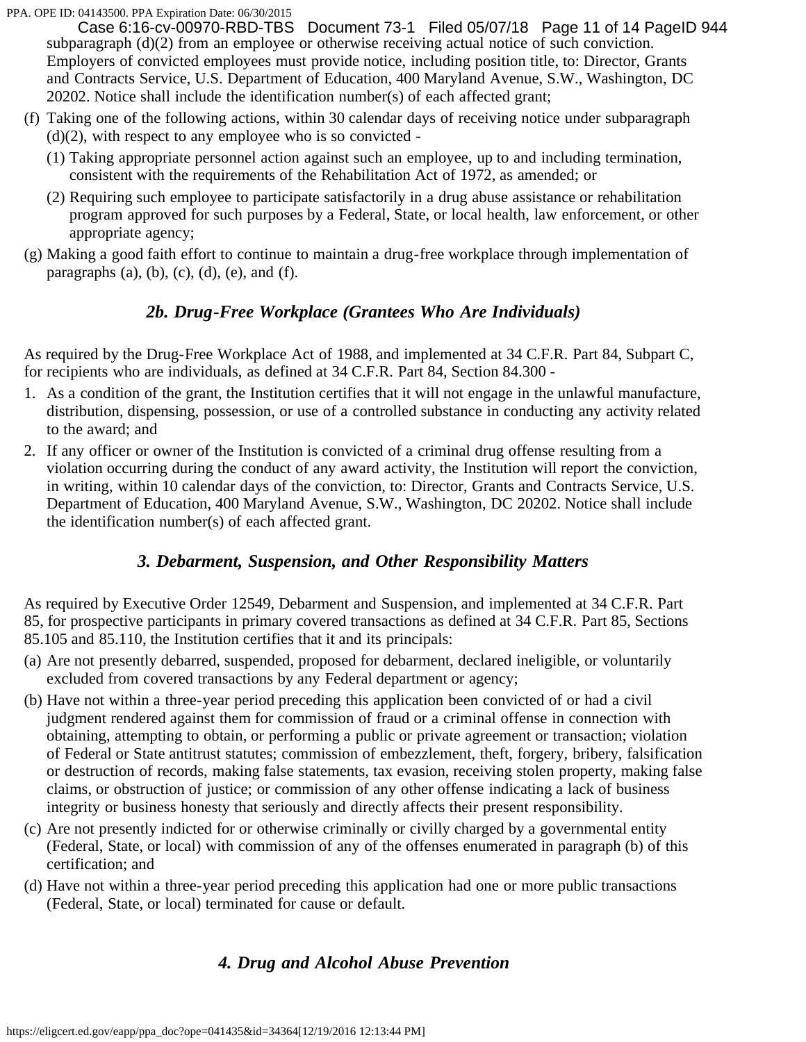subparagraph (d)(2) from an employee or otherwise receiving actual notice of such conviction. Employers of convicted employees must provide notice, including position title, to: Director, Grants and Contracts Service, U.S. Department of Education, 400 Maryland Avenue, S.W., Washington, DC 20202. Notice shall include the identification number(s) of each affected grant;

(f) Taking one of the following actions, within 30 calendar days of receiving notice under subparagraph (d)(2), with respect to any employee who is so convicted -

(1) Taking appropriate personnel action against such an employee, up to and including termination, consistent with the requirements of the Rehabilitation Act of 1972, as amended; or

(2) Requiring such employee to participate satisfactorily in a drug abuse assistance or rehabilitation program approved for such purposes by a Federal, State, or local health, law enforcement, or other appropriate agency;

(g) Making a good faith effort to continue to maintain a drug-free workplace through implementation of paragraphs (a), (b), (c), (d), (e), and (f).

### *2b. Drug-Free Workplace (Grantees Who Are Individuals)*

As required by the Drug-Free Workplace Act of 1988, and implemented at 34 C.F.R. Part 84, Subpart C, for recipients who are individuals, as defined at 34 C.F.R. Part 84, Section 84.300 -

1. As a condition of the grant, the Institution certifies that it will not engage in the unlawful manufacture, distribution, dispensing, possession, or use of a controlled substance in conducting any activity related to the award; and
2. If any officer or owner of the Institution is convicted of a criminal drug offense resulting from a violation occurring during the conduct of any award activity, the Institution will report the conviction, in writing, within 10 calendar days of the conviction, to: Director, Grants and Contracts Service, U.S. Department of Education, 400 Maryland Avenue, S.W., Washington, DC 20202. Notice shall include the identification number(s) of each affected grant.

### *3. Debarment, Suspension, and Other Responsibility Matters*

As required by Executive Order 12549, Debarment and Suspension, and implemented at 34 C.F.R. Part 85, for prospective participants in primary covered transactions as defined at 34 C.F.R. Part 85, Sections 85.105 and 85.110, the Institution certifies that it and its principals:

(a) Are not presently debarred, suspended, proposed for debarment, declared ineligible, or voluntarily excluded from covered transactions by any Federal department or agency;

(b) Have not within a three-year period preceding this application been convicted of or had a civil judgment rendered against them for commission of fraud or a criminal offense in connection with obtaining, attempting to obtain, or performing a public or private agreement or transaction; violation of Federal or State antitrust statutes; commission of embezzlement, theft, forgery, bribery, falsification or destruction of records, making false statements, tax evasion, receiving stolen property, making false claims, or obstruction of justice; or commission of any other offense indicating a lack of business integrity or business honesty that seriously and directly affects their present responsibility.

(c) Are not presently indicted for or otherwise criminally or civilly charged by a governmental entity (Federal, State, or local) with commission of any of the offenses enumerated in paragraph (b) of this certification; and

(d) Have not within a three-year period preceding this application had one or more public transactions (Federal, State, or local) terminated for cause or default.

### *4. Drug and Alcohol Abuse Prevention*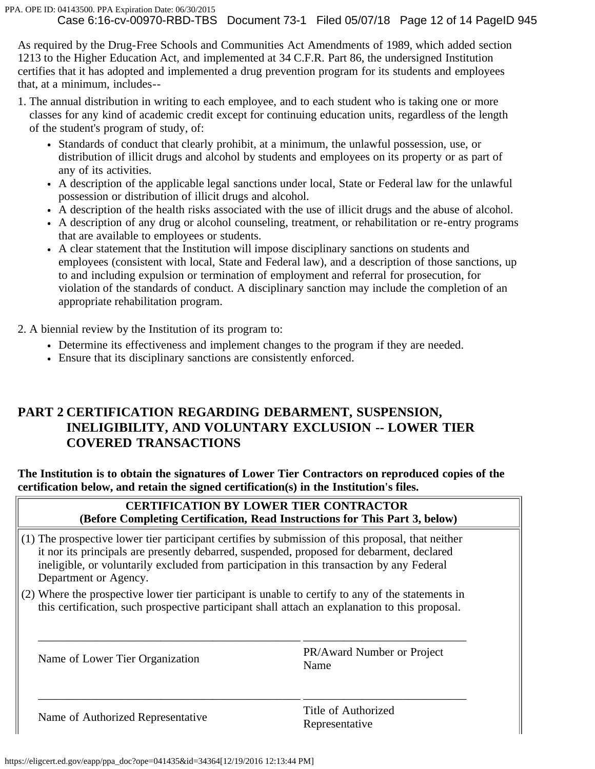As required by the Drug-Free Schools and Communities Act Amendments of 1989, which added section 1213 to the Higher Education Act, and implemented at 34 C.F.R. Part 86, the undersigned Institution certifies that it has adopted and implemented a drug prevention program for its students and employees that, at a minimum, includes--

1. The annual distribution in writing to each employee, and to each student who is taking one or more classes for any kind of academic credit except for continuing education units, regardless of the length of the student's program of study, of:
   - Standards of conduct that clearly prohibit, at a minimum, the unlawful possession, use, or distribution of illicit drugs and alcohol by students and employees on its property or as part of any of its activities.
   - A description of the applicable legal sanctions under local, State or Federal law for the unlawful possession or distribution of illicit drugs and alcohol.
   - A description of the health risks associated with the use of illicit drugs and the abuse of alcohol.
   - A description of any drug or alcohol counseling, treatment, or rehabilitation or re-entry programs that are available to employees or students.
   - A clear statement that the Institution will impose disciplinary sanctions on students and employees (consistent with local, State and Federal law), and a description of those sanctions, up to and including expulsion or termination of employment and referral for prosecution, for violation of the standards of conduct. A disciplinary sanction may include the completion of an appropriate rehabilitation program.
2. A biennial review by the Institution of its program to:
   - Determine its effectiveness and implement changes to the program if they are needed.
   - Ensure that its disciplinary sanctions are consistently enforced.

## PART 2 CERTIFICATION REGARDING DEBARMENT, SUSPENSION, INELIGIBILITY, AND VOLUNTARY EXCLUSION -- LOWER TIER COVERED TRANSACTIONS

**The Institution is to obtain the signatures of Lower Tier Contractors on reproduced copies of the certification below, and retain the signed certification(s) in the Institution's files.**

**CERTIFICATION BY LOWER TIER CONTRACTOR**
**(Before Completing Certification, Read Instructions for This Part 3, below)**

(1) The prospective lower tier participant certifies by submission of this proposal, that neither it nor its principals are presently debarred, suspended, proposed for debarment, declared ineligible, or voluntarily excluded from participation in this transaction by any Federal Department or Agency.

(2) Where the prospective lower tier participant is unable to certify to any of the statements in this certification, such prospective participant shall attach an explanation to this proposal.

| \_\_\_\_\_\_\_\_\_\_\_\_\_\_\_\_\_\_\_\_\_\_\_\_\_\_\_\_\_\_ | \_\_\_\_\_\_\_\_\_\_\_\_\_\_\_\_\_\_\_\_ |
|---|---|
| Name of Lower Tier Organization | PR/Award Number or Project Name |
| \_\_\_\_\_\_\_\_\_\_\_\_\_\_\_\_\_\_\_\_\_\_\_\_\_\_\_\_\_\_ | \_\_\_\_\_\_\_\_\_\_\_\_\_\_\_\_\_\_\_\_ |
| Name of Authorized Representative | Title of Authorized Representative |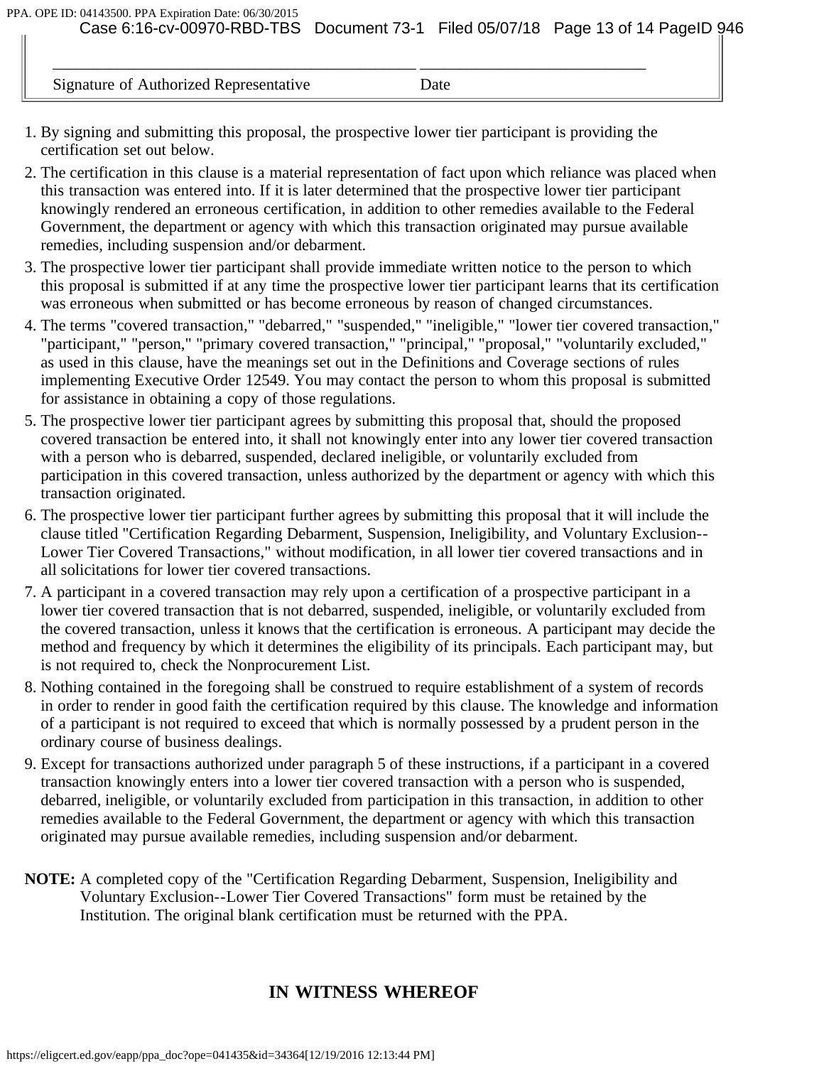______________________________________ ________________________

Signature of Authorized Representative Date

1. By signing and submitting this proposal, the prospective lower tier participant is providing the certification set out below.
2. The certification in this clause is a material representation of fact upon which reliance was placed when this transaction was entered into. If it is later determined that the prospective lower tier participant knowingly rendered an erroneous certification, in addition to other remedies available to the Federal Government, the department or agency with which this transaction originated may pursue available remedies, including suspension and/or debarment.
3. The prospective lower tier participant shall provide immediate written notice to the person to which this proposal is submitted if at any time the prospective lower tier participant learns that its certification was erroneous when submitted or has become erroneous by reason of changed circumstances.
4. The terms "covered transaction," "debarred," "suspended," "ineligible," "lower tier covered transaction," "participant," "person," "primary covered transaction," "principal," "proposal," "voluntarily excluded," as used in this clause, have the meanings set out in the Definitions and Coverage sections of rules implementing Executive Order 12549. You may contact the person to whom this proposal is submitted for assistance in obtaining a copy of those regulations.
5. The prospective lower tier participant agrees by submitting this proposal that, should the proposed covered transaction be entered into, it shall not knowingly enter into any lower tier covered transaction with a person who is debarred, suspended, declared ineligible, or voluntarily excluded from participation in this covered transaction, unless authorized by the department or agency with which this transaction originated.
6. The prospective lower tier participant further agrees by submitting this proposal that it will include the clause titled "Certification Regarding Debarment, Suspension, Ineligibility, and Voluntary Exclusion--Lower Tier Covered Transactions," without modification, in all lower tier covered transactions and in all solicitations for lower tier covered transactions.
7. A participant in a covered transaction may rely upon a certification of a prospective participant in a lower tier covered transaction that is not debarred, suspended, ineligible, or voluntarily excluded from the covered transaction, unless it knows that the certification is erroneous. A participant may decide the method and frequency by which it determines the eligibility of its principals. Each participant may, but is not required to, check the Nonprocurement List.
8. Nothing contained in the foregoing shall be construed to require establishment of a system of records in order to render in good faith the certification required by this clause. The knowledge and information of a participant is not required to exceed that which is normally possessed by a prudent person in the ordinary course of business dealings.
9. Except for transactions authorized under paragraph 5 of these instructions, if a participant in a covered transaction knowingly enters into a lower tier covered transaction with a person who is suspended, debarred, ineligible, or voluntarily excluded from participation in this transaction, in addition to other remedies available to the Federal Government, the department or agency with which this transaction originated may pursue available remedies, including suspension and/or debarment.

**NOTE:** A completed copy of the "Certification Regarding Debarment, Suspension, Ineligibility and Voluntary Exclusion--Lower Tier Covered Transactions" form must be retained by the Institution. The original blank certification must be returned with the PPA.

## IN WITNESS WHEREOF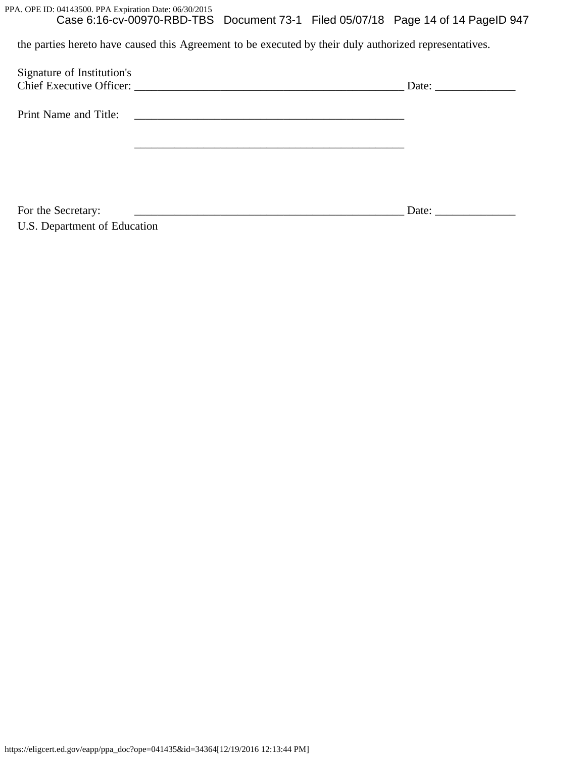the parties hereto have caused this Agreement to be executed by their duly authorized representatives.

Signature of Institution's
Chief Executive Officer: _______________________________________________ Date: ______________

Print Name and Title: _______________________________________________

_______________________________________________

For the Secretary: _______________________________________________ Date: ______________
U.S. Department of Education